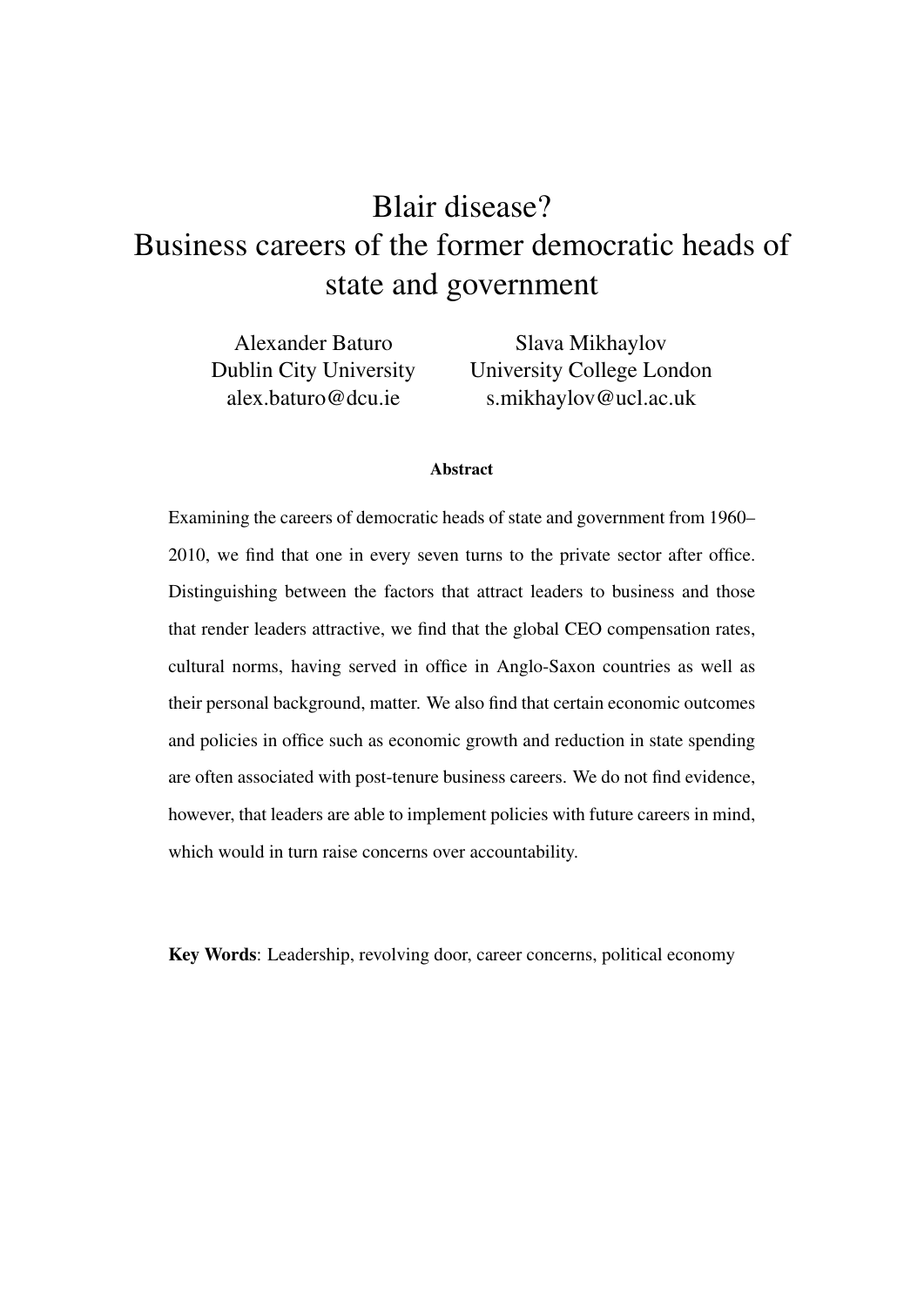# Blair disease?
# Business careers of the former democratic heads of state and government

Alexander Baturo
Dublin City University
alex.baturo@dcu.ie

Slava Mikhaylov
University College London
s.mikhaylov@ucl.ac.uk

**Abstract**

Examining the careers of democratic heads of state and government from 1960–2010, we find that one in every seven turns to the private sector after office. Distinguishing between the factors that attract leaders to business and those that render leaders attractive, we find that the global CEO compensation rates, cultural norms, having served in office in Anglo-Saxon countries as well as their personal background, matter. We also find that certain economic outcomes and policies in office such as economic growth and reduction in state spending are often associated with post-tenure business careers. We do not find evidence, however, that leaders are able to implement policies with future careers in mind, which would in turn raise concerns over accountability.

**Key Words**: Leadership, revolving door, career concerns, political economy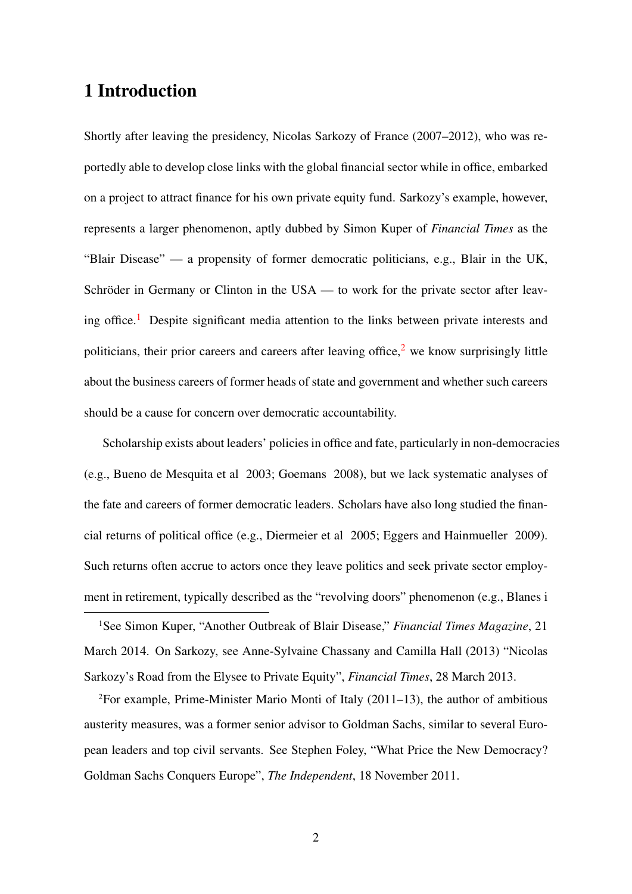# 1 Introduction

Shortly after leaving the presidency, Nicolas Sarkozy of France (2007–2012), who was reportedly able to develop close links with the global financial sector while in office, embarked on a project to attract finance for his own private equity fund. Sarkozy's example, however, represents a larger phenomenon, aptly dubbed by Simon Kuper of *Financial Times* as the "Blair Disease" — a propensity of former democratic politicians, e.g., Blair in the UK, Schröder in Germany or Clinton in the USA — to work for the private sector after leaving office.[1] Despite significant media attention to the links between private interests and politicians, their prior careers and careers after leaving office,[2] we know surprisingly little about the business careers of former heads of state and government and whether such careers should be a cause for concern over democratic accountability.

Scholarship exists about leaders' policies in office and fate, particularly in non-democracies (e.g., Bueno de Mesquita et al 2003; Goemans 2008), but we lack systematic analyses of the fate and careers of former democratic leaders. Scholars have also long studied the financial returns of political office (e.g., Diermeier et al 2005; Eggers and Hainmueller 2009). Such returns often accrue to actors once they leave politics and seek private sector employment in retirement, typically described as the "revolving doors" phenomenon (e.g., Blanes i

[1] See Simon Kuper, "Another Outbreak of Blair Disease," *Financial Times Magazine*, 21 March 2014. On Sarkozy, see Anne-Sylvaine Chassany and Camilla Hall (2013) "Nicolas Sarkozy's Road from the Elysee to Private Equity", *Financial Times*, 28 March 2013.

[2] For example, Prime-Minister Mario Monti of Italy (2011–13), the author of ambitious austerity measures, was a former senior advisor to Goldman Sachs, similar to several European leaders and top civil servants. See Stephen Foley, "What Price the New Democracy? Goldman Sachs Conquers Europe", *The Independent*, 18 November 2011.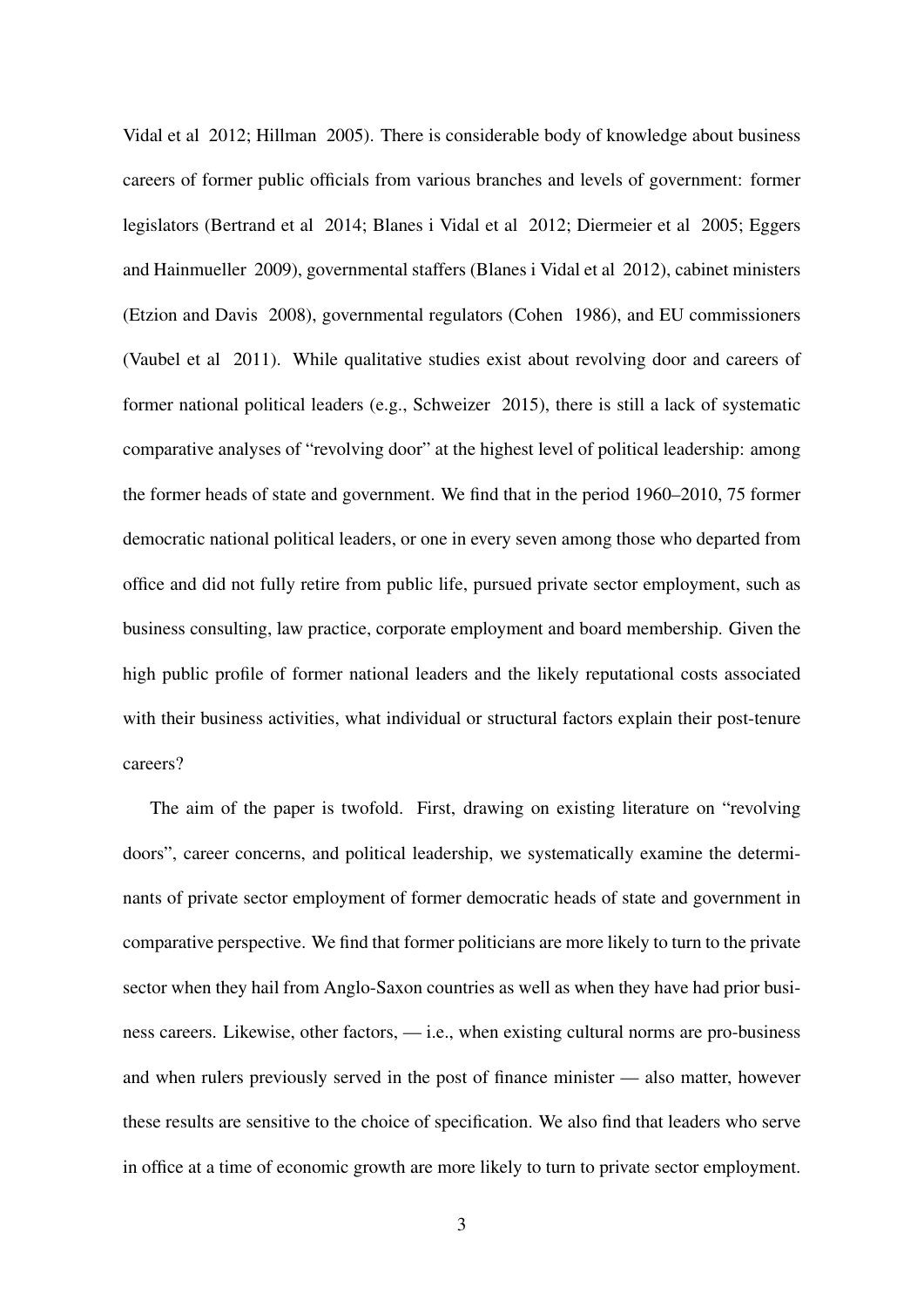Vidal et al 2012; Hillman 2005). There is considerable body of knowledge about business careers of former public officials from various branches and levels of government: former legislators (Bertrand et al 2014; Blanes i Vidal et al 2012; Diermeier et al 2005; Eggers and Hainmueller 2009), governmental staffers (Blanes i Vidal et al 2012), cabinet ministers (Etzion and Davis 2008), governmental regulators (Cohen 1986), and EU commissioners (Vaubel et al 2011). While qualitative studies exist about revolving door and careers of former national political leaders (e.g., Schweizer 2015), there is still a lack of systematic comparative analyses of "revolving door" at the highest level of political leadership: among the former heads of state and government. We find that in the period 1960–2010, 75 former democratic national political leaders, or one in every seven among those who departed from office and did not fully retire from public life, pursued private sector employment, such as business consulting, law practice, corporate employment and board membership. Given the high public profile of former national leaders and the likely reputational costs associated with their business activities, what individual or structural factors explain their post-tenure careers?

The aim of the paper is twofold. First, drawing on existing literature on "revolving doors", career concerns, and political leadership, we systematically examine the determinants of private sector employment of former democratic heads of state and government in comparative perspective. We find that former politicians are more likely to turn to the private sector when they hail from Anglo-Saxon countries as well as when they have had prior business careers. Likewise, other factors, — i.e., when existing cultural norms are pro-business and when rulers previously served in the post of finance minister — also matter, however these results are sensitive to the choice of specification. We also find that leaders who serve in office at a time of economic growth are more likely to turn to private sector employment.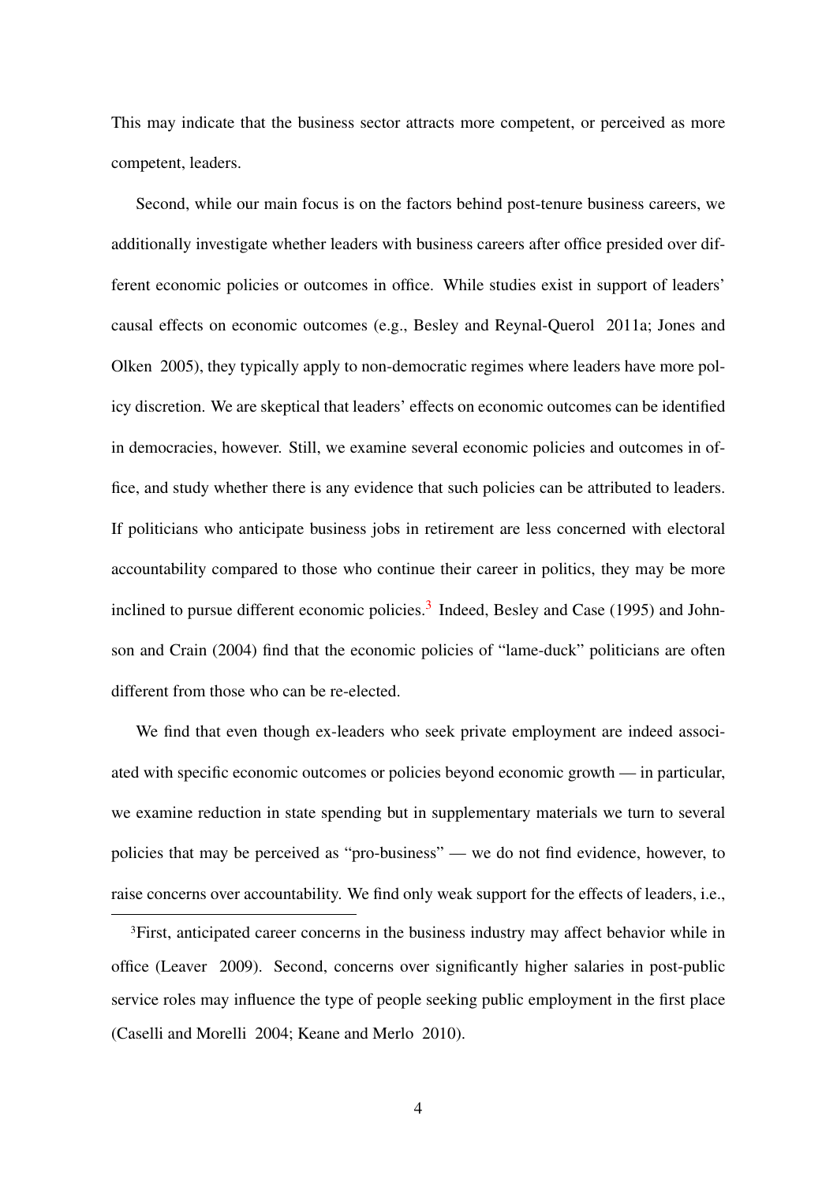This may indicate that the business sector attracts more competent, or perceived as more competent, leaders.

Second, while our main focus is on the factors behind post-tenure business careers, we additionally investigate whether leaders with business careers after office presided over different economic policies or outcomes in office. While studies exist in support of leaders' causal effects on economic outcomes (e.g., Besley and Reynal-Querol 2011a; Jones and Olken 2005), they typically apply to non-democratic regimes where leaders have more policy discretion. We are skeptical that leaders' effects on economic outcomes can be identified in democracies, however. Still, we examine several economic policies and outcomes in office, and study whether there is any evidence that such policies can be attributed to leaders. If politicians who anticipate business jobs in retirement are less concerned with electoral accountability compared to those who continue their career in politics, they may be more inclined to pursue different economic policies.[3] Indeed, Besley and Case (1995) and Johnson and Crain (2004) find that the economic policies of "lame-duck" politicians are often different from those who can be re-elected.

We find that even though ex-leaders who seek private employment are indeed associated with specific economic outcomes or policies beyond economic growth — in particular, we examine reduction in state spending but in supplementary materials we turn to several policies that may be perceived as "pro-business" — we do not find evidence, however, to raise concerns over accountability. We find only weak support for the effects of leaders, i.e.,

[3] First, anticipated career concerns in the business industry may affect behavior while in office (Leaver 2009). Second, concerns over significantly higher salaries in post-public service roles may influence the type of people seeking public employment in the first place (Caselli and Morelli 2004; Keane and Merlo 2010).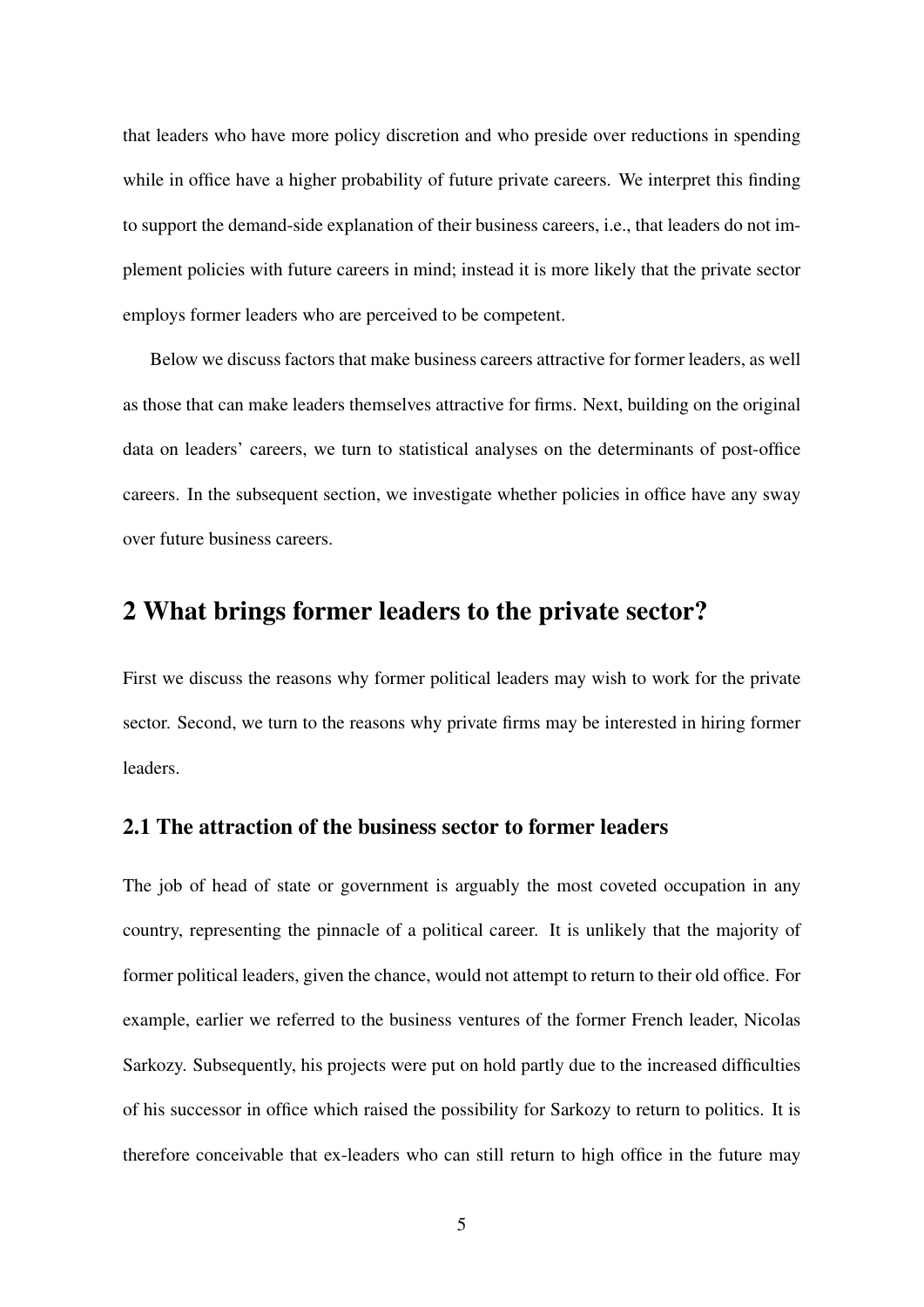that leaders who have more policy discretion and who preside over reductions in spending while in office have a higher probability of future private careers. We interpret this finding to support the demand-side explanation of their business careers, i.e., that leaders do not implement policies with future careers in mind; instead it is more likely that the private sector employs former leaders who are perceived to be competent.

Below we discuss factors that make business careers attractive for former leaders, as well as those that can make leaders themselves attractive for firms. Next, building on the original data on leaders' careers, we turn to statistical analyses on the determinants of post-office careers. In the subsequent section, we investigate whether policies in office have any sway over future business careers.

## 2 What brings former leaders to the private sector?

First we discuss the reasons why former political leaders may wish to work for the private sector. Second, we turn to the reasons why private firms may be interested in hiring former leaders.

### 2.1 The attraction of the business sector to former leaders

The job of head of state or government is arguably the most coveted occupation in any country, representing the pinnacle of a political career. It is unlikely that the majority of former political leaders, given the chance, would not attempt to return to their old office. For example, earlier we referred to the business ventures of the former French leader, Nicolas Sarkozy. Subsequently, his projects were put on hold partly due to the increased difficulties of his successor in office which raised the possibility for Sarkozy to return to politics. It is therefore conceivable that ex-leaders who can still return to high office in the future may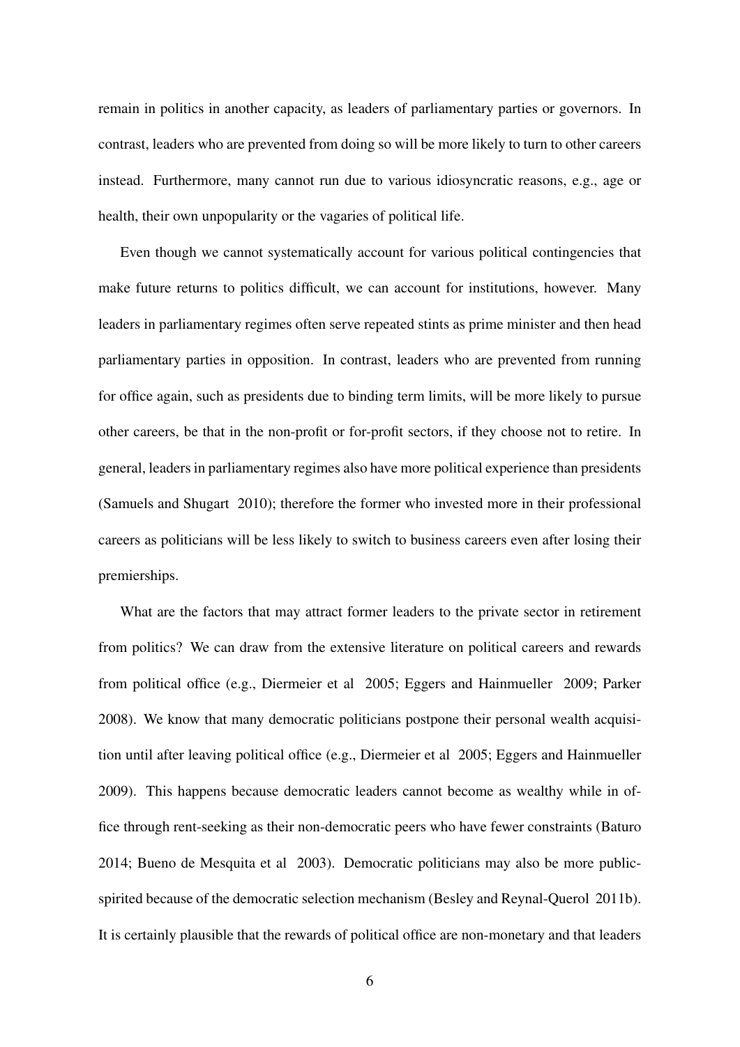remain in politics in another capacity, as leaders of parliamentary parties or governors. In contrast, leaders who are prevented from doing so will be more likely to turn to other careers instead. Furthermore, many cannot run due to various idiosyncratic reasons, e.g., age or health, their own unpopularity or the vagaries of political life.

Even though we cannot systematically account for various political contingencies that make future returns to politics difficult, we can account for institutions, however. Many leaders in parliamentary regimes often serve repeated stints as prime minister and then head parliamentary parties in opposition. In contrast, leaders who are prevented from running for office again, such as presidents due to binding term limits, will be more likely to pursue other careers, be that in the non-profit or for-profit sectors, if they choose not to retire. In general, leaders in parliamentary regimes also have more political experience than presidents (Samuels and Shugart 2010); therefore the former who invested more in their professional careers as politicians will be less likely to switch to business careers even after losing their premierships.

What are the factors that may attract former leaders to the private sector in retirement from politics? We can draw from the extensive literature on political careers and rewards from political office (e.g., Diermeier et al 2005; Eggers and Hainmueller 2009; Parker 2008). We know that many democratic politicians postpone their personal wealth acquisition until after leaving political office (e.g., Diermeier et al 2005; Eggers and Hainmueller 2009). This happens because democratic leaders cannot become as wealthy while in office through rent-seeking as their non-democratic peers who have fewer constraints (Baturo 2014; Bueno de Mesquita et al 2003). Democratic politicians may also be more public-spirited because of the democratic selection mechanism (Besley and Reynal-Querol 2011b). It is certainly plausible that the rewards of political office are non-monetary and that leaders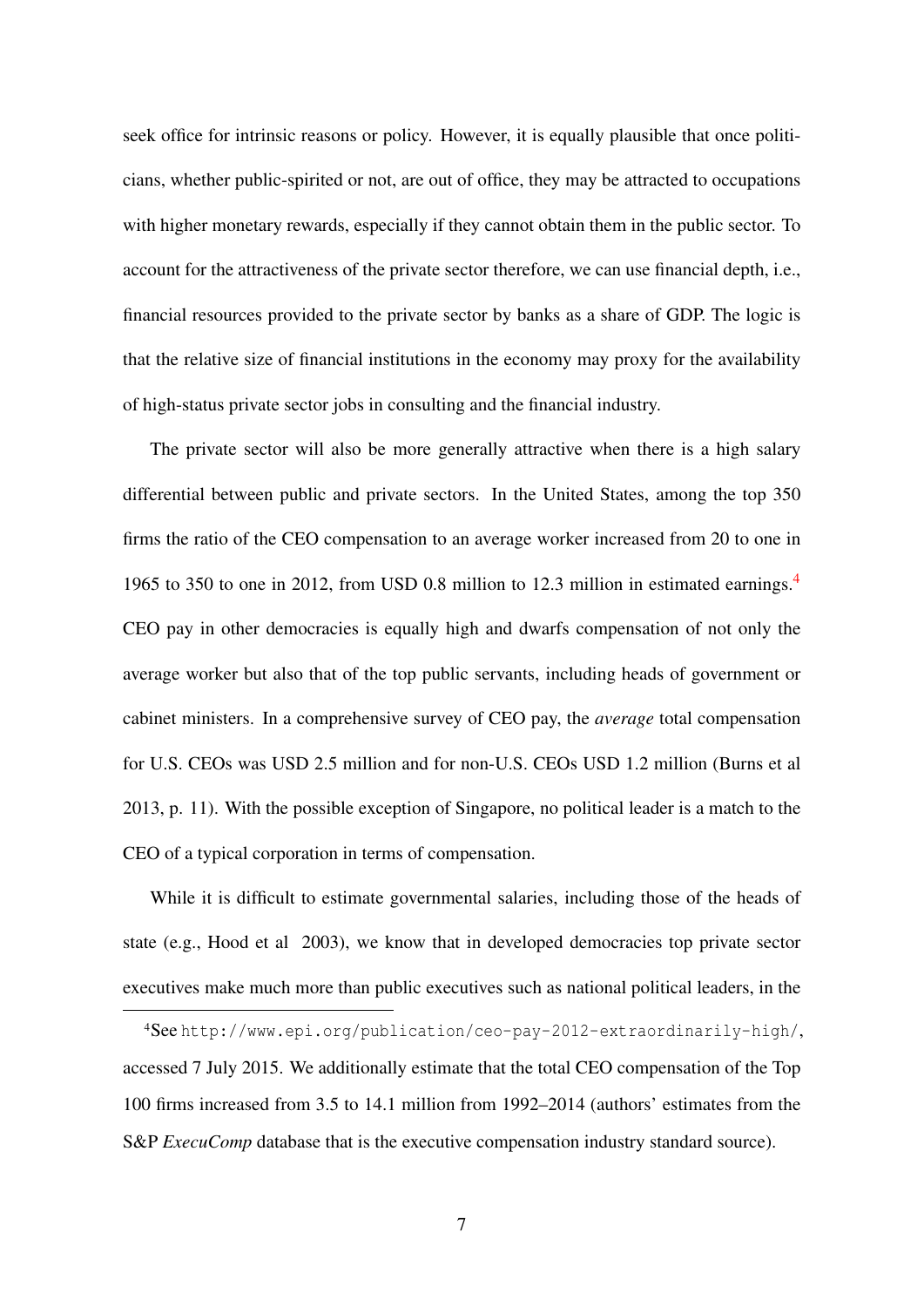seek office for intrinsic reasons or policy. However, it is equally plausible that once politicians, whether public-spirited or not, are out of office, they may be attracted to occupations with higher monetary rewards, especially if they cannot obtain them in the public sector. To account for the attractiveness of the private sector therefore, we can use financial depth, i.e., financial resources provided to the private sector by banks as a share of GDP. The logic is that the relative size of financial institutions in the economy may proxy for the availability of high-status private sector jobs in consulting and the financial industry.

The private sector will also be more generally attractive when there is a high salary differential between public and private sectors. In the United States, among the top 350 firms the ratio of the CEO compensation to an average worker increased from 20 to one in 1965 to 350 to one in 2012, from USD 0.8 million to 12.3 million in estimated earnings.[4] CEO pay in other democracies is equally high and dwarfs compensation of not only the average worker but also that of the top public servants, including heads of government or cabinet ministers. In a comprehensive survey of CEO pay, the *average* total compensation for U.S. CEOs was USD 2.5 million and for non-U.S. CEOs USD 1.2 million (Burns et al 2013, p. 11). With the possible exception of Singapore, no political leader is a match to the CEO of a typical corporation in terms of compensation.

While it is difficult to estimate governmental salaries, including those of the heads of state (e.g., Hood et al 2003), we know that in developed democracies top private sector executives make much more than public executives such as national political leaders, in the

[4] See `http://www.epi.org/publication/ceo-pay-2012-extraordinarily-high/`, accessed 7 July 2015. We additionally estimate that the total CEO compensation of the Top 100 firms increased from 3.5 to 14.1 million from 1992–2014 (authors' estimates from the S&P *ExecuComp* database that is the executive compensation industry standard source).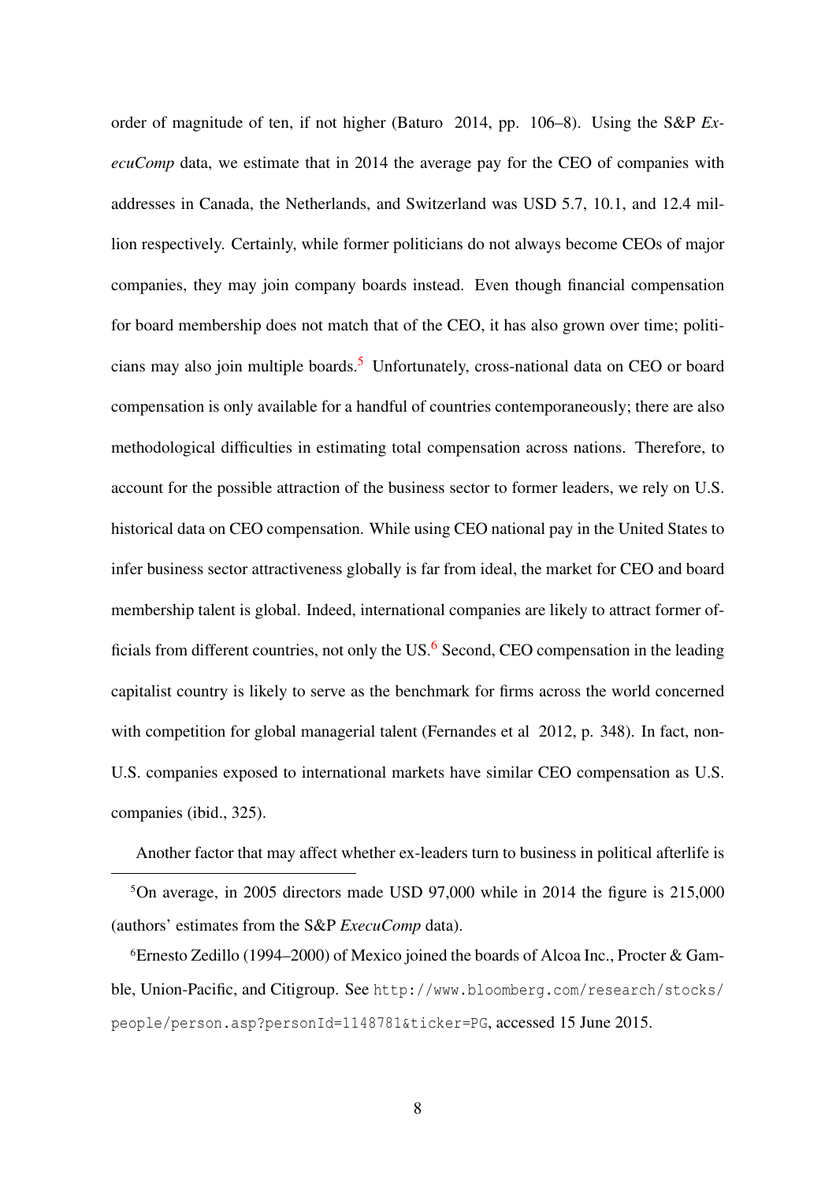order of magnitude of ten, if not higher (Baturo 2014, pp. 106–8). Using the S&P *ExecuComp* data, we estimate that in 2014 the average pay for the CEO of companies with addresses in Canada, the Netherlands, and Switzerland was USD 5.7, 10.1, and 12.4 million respectively. Certainly, while former politicians do not always become CEOs of major companies, they may join company boards instead. Even though financial compensation for board membership does not match that of the CEO, it has also grown over time; politicians may also join multiple boards.[5] Unfortunately, cross-national data on CEO or board compensation is only available for a handful of countries contemporaneously; there are also methodological difficulties in estimating total compensation across nations. Therefore, to account for the possible attraction of the business sector to former leaders, we rely on U.S. historical data on CEO compensation. While using CEO national pay in the United States to infer business sector attractiveness globally is far from ideal, the market for CEO and board membership talent is global. Indeed, international companies are likely to attract former officials from different countries, not only the US.[6] Second, CEO compensation in the leading capitalist country is likely to serve as the benchmark for firms across the world concerned with competition for global managerial talent (Fernandes et al 2012, p. 348). In fact, non-U.S. companies exposed to international markets have similar CEO compensation as U.S. companies (ibid., 325).

Another factor that may affect whether ex-leaders turn to business in political afterlife is

---

[5] On average, in 2005 directors made USD 97,000 while in 2014 the figure is 215,000 (authors' estimates from the S&P *ExecuComp* data).

[6] Ernesto Zedillo (1994–2000) of Mexico joined the boards of Alcoa Inc., Procter & Gamble, Union-Pacific, and Citigroup. See `http://www.bloomberg.com/research/stocks/people/person.asp?personId=1148781&ticker=PG`, accessed 15 June 2015.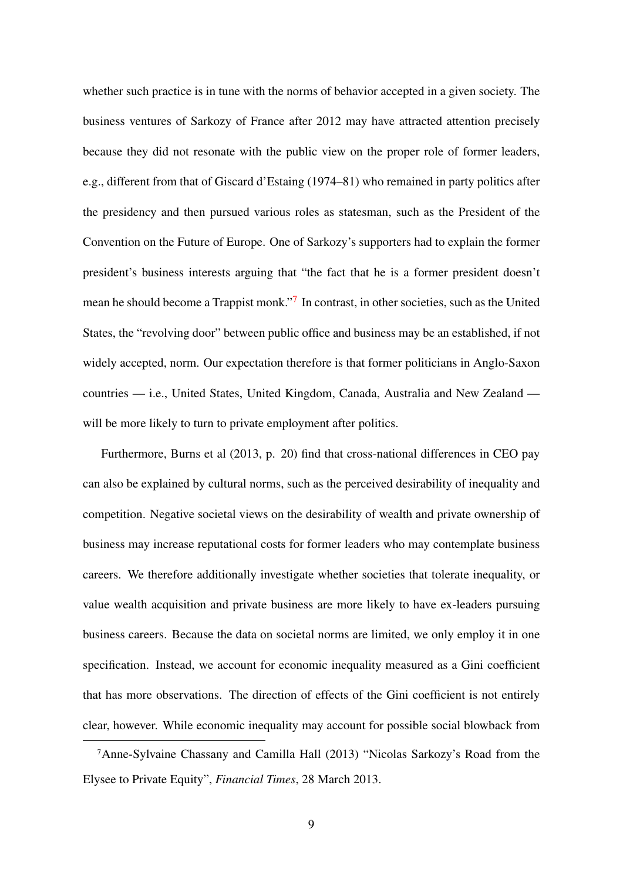whether such practice is in tune with the norms of behavior accepted in a given society. The business ventures of Sarkozy of France after 2012 may have attracted attention precisely because they did not resonate with the public view on the proper role of former leaders, e.g., different from that of Giscard d'Estaing (1974–81) who remained in party politics after the presidency and then pursued various roles as statesman, such as the President of the Convention on the Future of Europe. One of Sarkozy's supporters had to explain the former president's business interests arguing that "the fact that he is a former president doesn't mean he should become a Trappist monk."[7] In contrast, in other societies, such as the United States, the "revolving door" between public office and business may be an established, if not widely accepted, norm. Our expectation therefore is that former politicians in Anglo-Saxon countries — i.e., United States, United Kingdom, Canada, Australia and New Zealand — will be more likely to turn to private employment after politics.

Furthermore, Burns et al (2013, p. 20) find that cross-national differences in CEO pay can also be explained by cultural norms, such as the perceived desirability of inequality and competition. Negative societal views on the desirability of wealth and private ownership of business may increase reputational costs for former leaders who may contemplate business careers. We therefore additionally investigate whether societies that tolerate inequality, or value wealth acquisition and private business are more likely to have ex-leaders pursuing business careers. Because the data on societal norms are limited, we only employ it in one specification. Instead, we account for economic inequality measured as a Gini coefficient that has more observations. The direction of effects of the Gini coefficient is not entirely clear, however. While economic inequality may account for possible social blowback from

[7] Anne-Sylvaine Chassany and Camilla Hall (2013) "Nicolas Sarkozy's Road from the Elysee to Private Equity", *Financial Times*, 28 March 2013.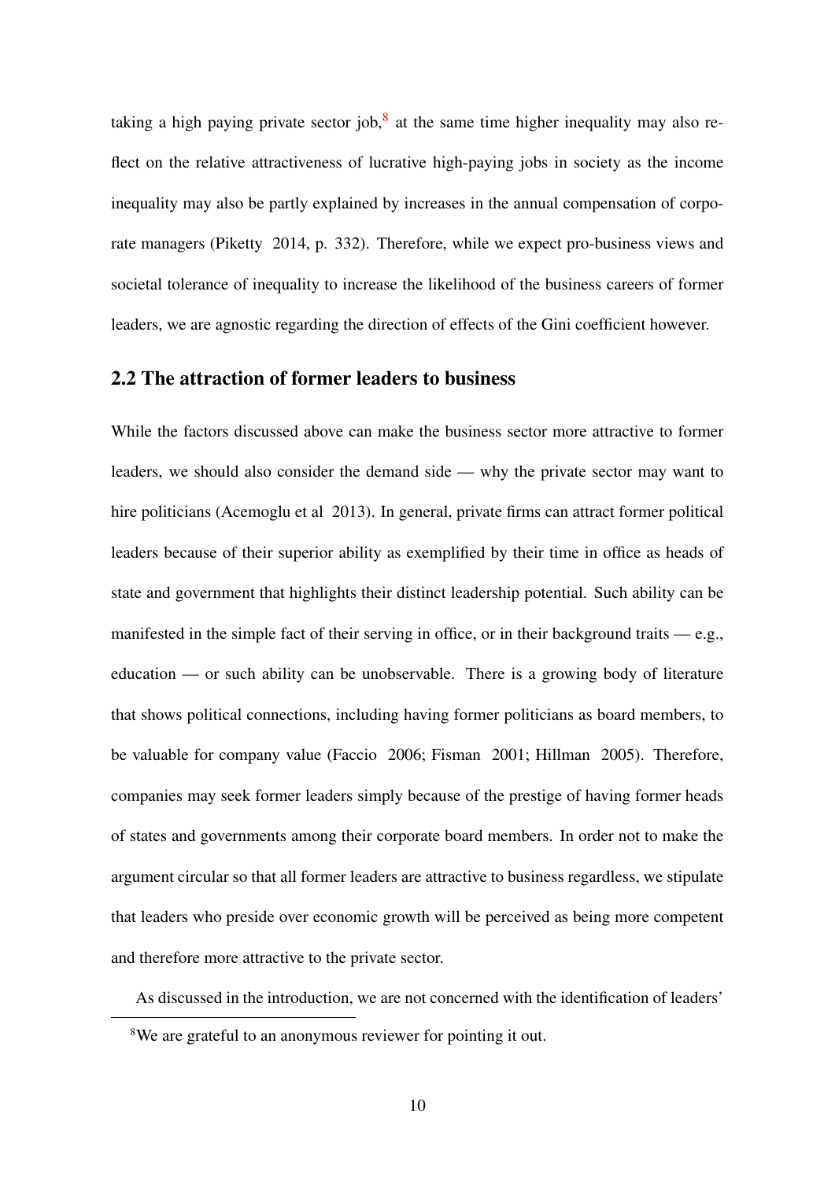taking a high paying private sector job,[8] at the same time higher inequality may also reflect on the relative attractiveness of lucrative high-paying jobs in society as the income inequality may also be partly explained by increases in the annual compensation of corporate managers (Piketty 2014, p. 332). Therefore, while we expect pro-business views and societal tolerance of inequality to increase the likelihood of the business careers of former leaders, we are agnostic regarding the direction of effects of the Gini coefficient however.

## 2.2 The attraction of former leaders to business

While the factors discussed above can make the business sector more attractive to former leaders, we should also consider the demand side — why the private sector may want to hire politicians (Acemoglu et al 2013). In general, private firms can attract former political leaders because of their superior ability as exemplified by their time in office as heads of state and government that highlights their distinct leadership potential. Such ability can be manifested in the simple fact of their serving in office, or in their background traits — e.g., education — or such ability can be unobservable. There is a growing body of literature that shows political connections, including having former politicians as board members, to be valuable for company value (Faccio 2006; Fisman 2001; Hillman 2005). Therefore, companies may seek former leaders simply because of the prestige of having former heads of states and governments among their corporate board members. In order not to make the argument circular so that all former leaders are attractive to business regardless, we stipulate that leaders who preside over economic growth will be perceived as being more competent and therefore more attractive to the private sector.

As discussed in the introduction, we are not concerned with the identification of leaders'

[8] We are grateful to an anonymous reviewer for pointing it out.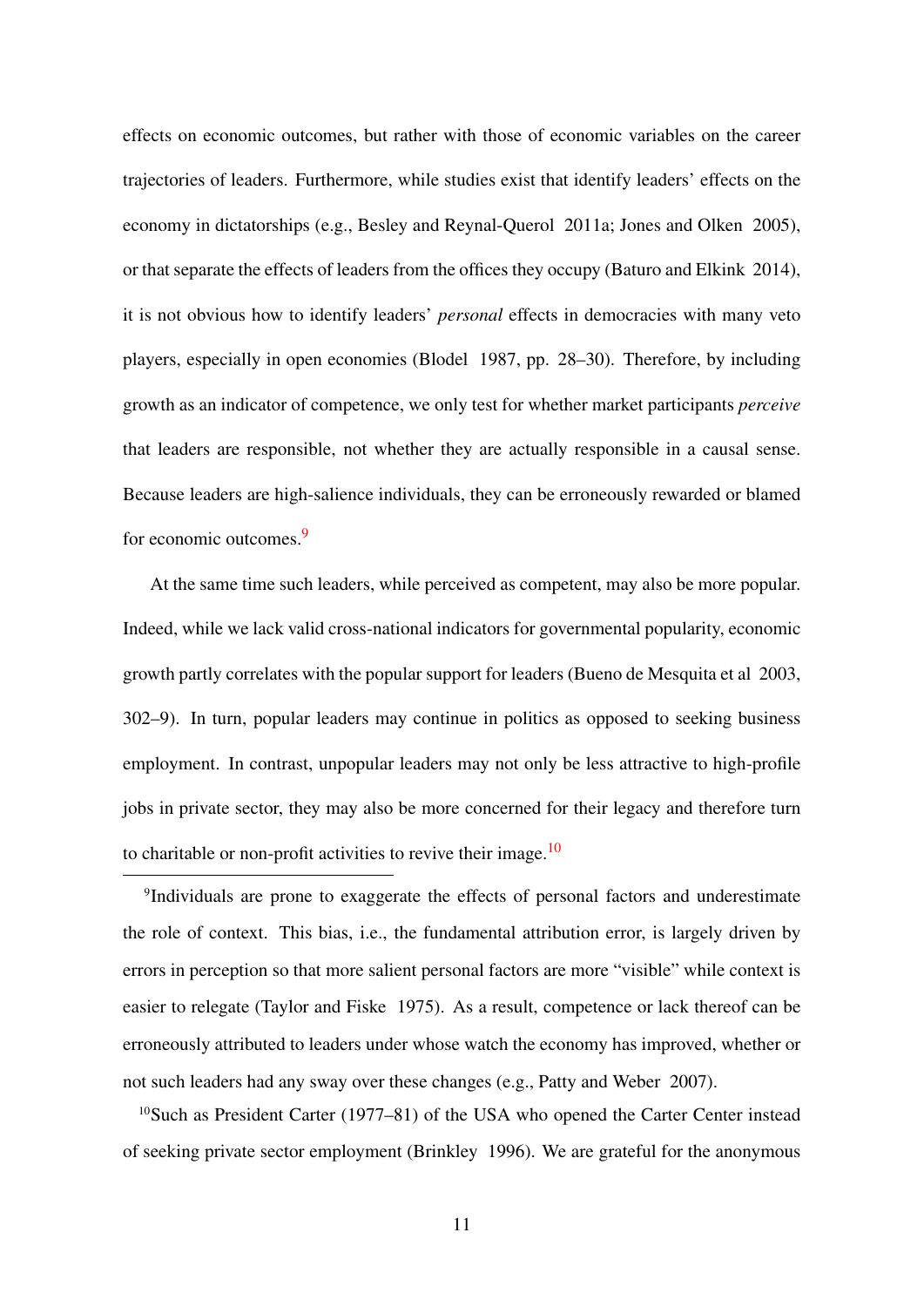effects on economic outcomes, but rather with those of economic variables on the career trajectories of leaders. Furthermore, while studies exist that identify leaders' effects on the economy in dictatorships (e.g., Besley and Reynal-Querol 2011a; Jones and Olken 2005), or that separate the effects of leaders from the offices they occupy (Baturo and Elkink 2014), it is not obvious how to identify leaders' *personal* effects in democracies with many veto players, especially in open economies (Blodel 1987, pp. 28–30). Therefore, by including growth as an indicator of competence, we only test for whether market participants *perceive* that leaders are responsible, not whether they are actually responsible in a causal sense. Because leaders are high-salience individuals, they can be erroneously rewarded or blamed for economic outcomes.[9]

At the same time such leaders, while perceived as competent, may also be more popular. Indeed, while we lack valid cross-national indicators for governmental popularity, economic growth partly correlates with the popular support for leaders (Bueno de Mesquita et al 2003, 302–9). In turn, popular leaders may continue in politics as opposed to seeking business employment. In contrast, unpopular leaders may not only be less attractive to high-profile jobs in private sector, they may also be more concerned for their legacy and therefore turn to charitable or non-profit activities to revive their image.[10]

[9]Individuals are prone to exaggerate the effects of personal factors and underestimate the role of context. This bias, i.e., the fundamental attribution error, is largely driven by errors in perception so that more salient personal factors are more "visible" while context is easier to relegate (Taylor and Fiske 1975). As a result, competence or lack thereof can be erroneously attributed to leaders under whose watch the economy has improved, whether or not such leaders had any sway over these changes (e.g., Patty and Weber 2007).

[10]Such as President Carter (1977–81) of the USA who opened the Carter Center instead of seeking private sector employment (Brinkley 1996). We are grateful for the anonymous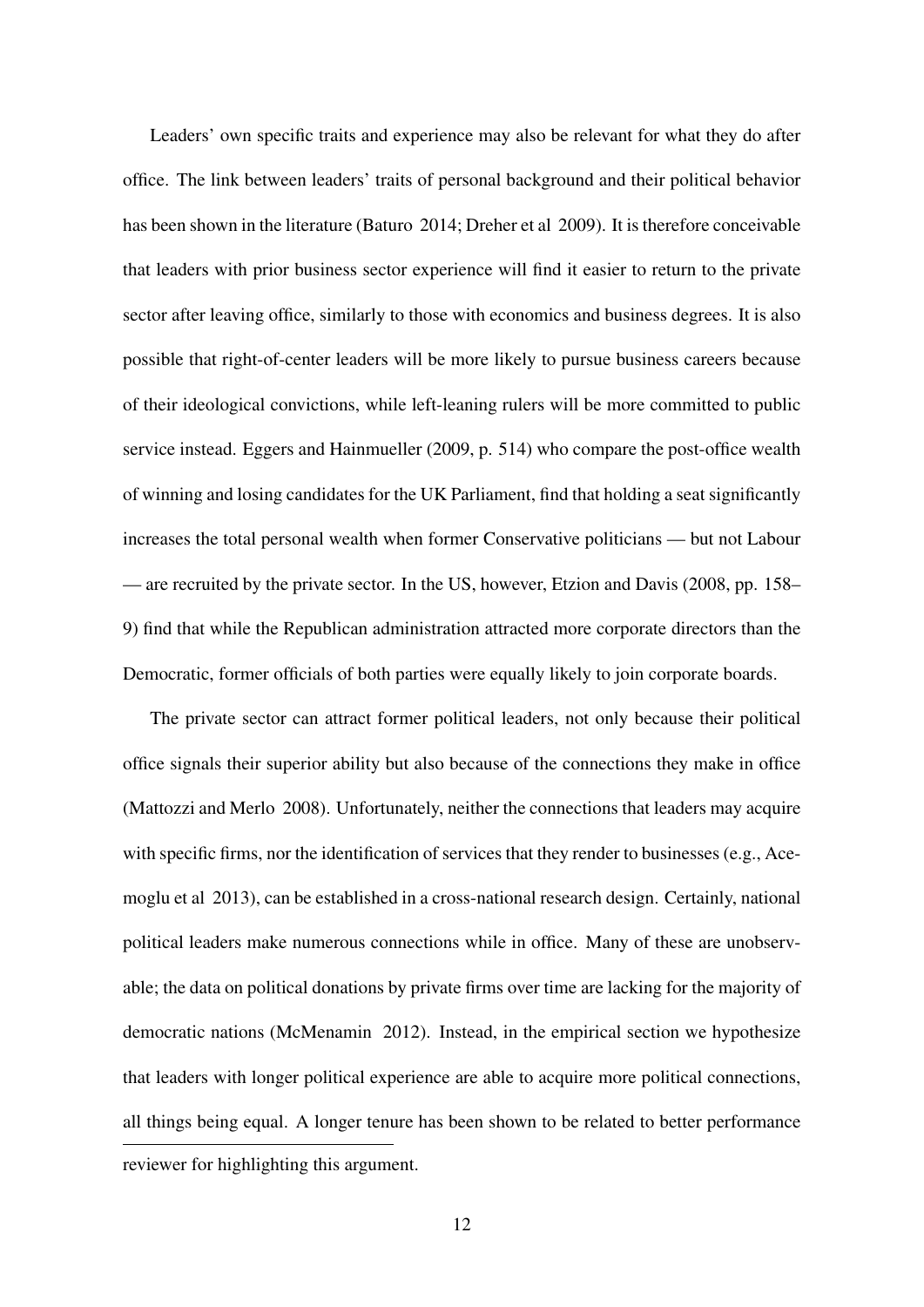Leaders' own specific traits and experience may also be relevant for what they do after office. The link between leaders' traits of personal background and their political behavior has been shown in the literature (Baturo 2014; Dreher et al 2009). It is therefore conceivable that leaders with prior business sector experience will find it easier to return to the private sector after leaving office, similarly to those with economics and business degrees. It is also possible that right-of-center leaders will be more likely to pursue business careers because of their ideological convictions, while left-leaning rulers will be more committed to public service instead. Eggers and Hainmueller (2009, p. 514) who compare the post-office wealth of winning and losing candidates for the UK Parliament, find that holding a seat significantly increases the total personal wealth when former Conservative politicians — but not Labour — are recruited by the private sector. In the US, however, Etzion and Davis (2008, pp. 158–9) find that while the Republican administration attracted more corporate directors than the Democratic, former officials of both parties were equally likely to join corporate boards.

The private sector can attract former political leaders, not only because their political office signals their superior ability but also because of the connections they make in office (Mattozzi and Merlo 2008). Unfortunately, neither the connections that leaders may acquire with specific firms, nor the identification of services that they render to businesses (e.g., Acemoglu et al 2013), can be established in a cross-national research design. Certainly, national political leaders make numerous connections while in office. Many of these are unobservable; the data on political donations by private firms over time are lacking for the majority of democratic nations (McMenamin 2012). Instead, in the empirical section we hypothesize that leaders with longer political experience are able to acquire more political connections, all things being equal. A longer tenure has been shown to be related to better performance

reviewer for highlighting this argument.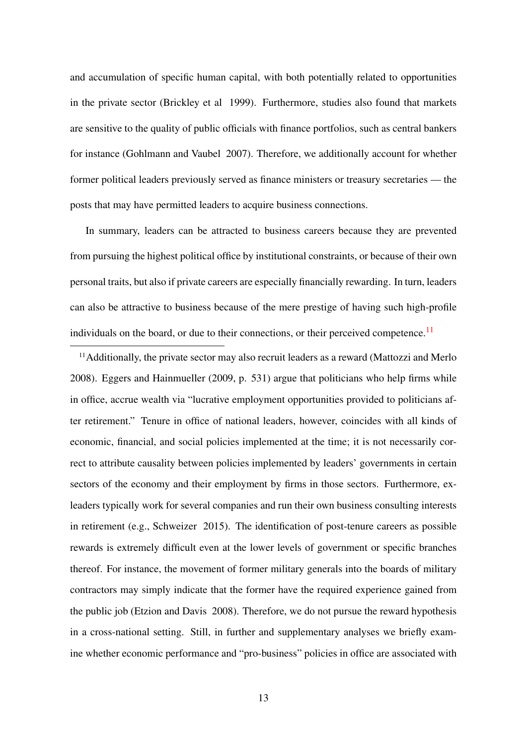and accumulation of specific human capital, with both potentially related to opportunities in the private sector (Brickley et al 1999). Furthermore, studies also found that markets are sensitive to the quality of public officials with finance portfolios, such as central bankers for instance (Gohlmann and Vaubel 2007). Therefore, we additionally account for whether former political leaders previously served as finance ministers or treasury secretaries — the posts that may have permitted leaders to acquire business connections.

In summary, leaders can be attracted to business careers because they are prevented from pursuing the highest political office by institutional constraints, or because of their own personal traits, but also if private careers are especially financially rewarding. In turn, leaders can also be attractive to business because of the mere prestige of having such high-profile individuals on the board, or due to their connections, or their perceived competence.[11]

[11] Additionally, the private sector may also recruit leaders as a reward (Mattozzi and Merlo 2008). Eggers and Hainmueller (2009, p. 531) argue that politicians who help firms while in office, accrue wealth via "lucrative employment opportunities provided to politicians after retirement." Tenure in office of national leaders, however, coincides with all kinds of economic, financial, and social policies implemented at the time; it is not necessarily correct to attribute causality between policies implemented by leaders' governments in certain sectors of the economy and their employment by firms in those sectors. Furthermore, ex-leaders typically work for several companies and run their own business consulting interests in retirement (e.g., Schweizer 2015). The identification of post-tenure careers as possible rewards is extremely difficult even at the lower levels of government or specific branches thereof. For instance, the movement of former military generals into the boards of military contractors may simply indicate that the former have the required experience gained from the public job (Etzion and Davis 2008). Therefore, we do not pursue the reward hypothesis in a cross-national setting. Still, in further and supplementary analyses we briefly examine whether economic performance and "pro-business" policies in office are associated with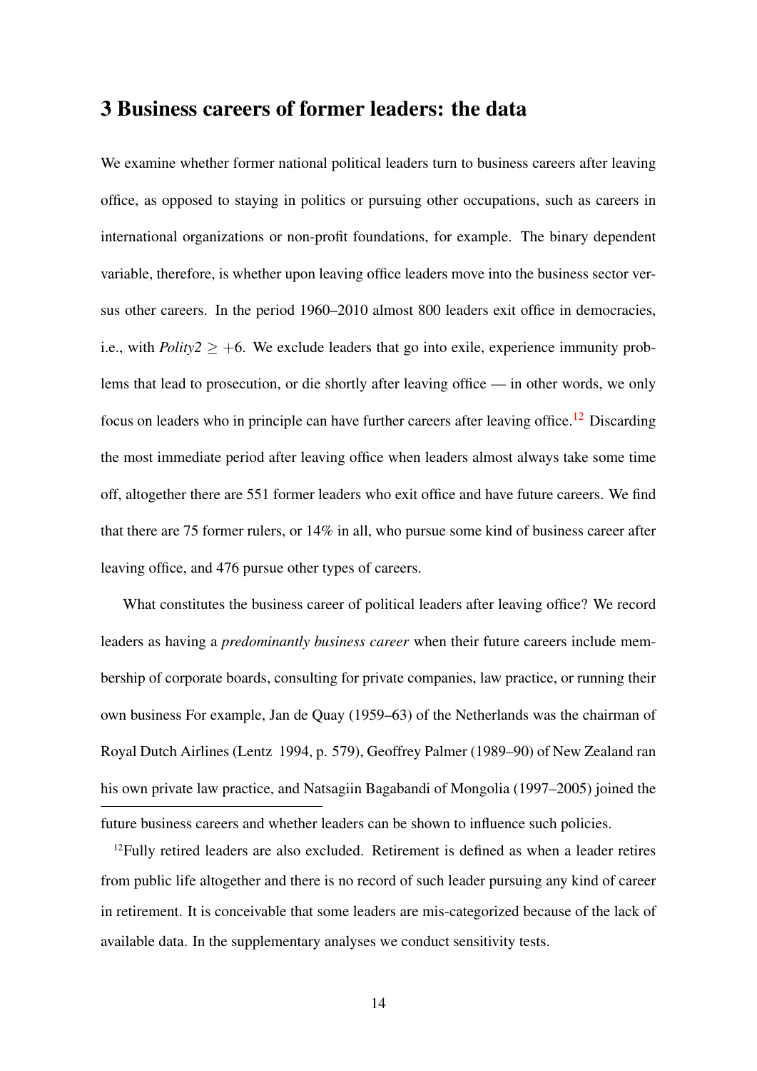## 3 Business careers of former leaders: the data

We examine whether former national political leaders turn to business careers after leaving office, as opposed to staying in politics or pursuing other occupations, such as careers in international organizations or non-profit foundations, for example. The binary dependent variable, therefore, is whether upon leaving office leaders move into the business sector versus other careers. In the period 1960–2010 almost 800 leaders exit office in democracies, i.e., with *Polity2* $\geq +6$. We exclude leaders that go into exile, experience immunity problems that lead to prosecution, or die shortly after leaving office — in other words, we only focus on leaders who in principle can have further careers after leaving office.[12] Discarding the most immediate period after leaving office when leaders almost always take some time off, altogether there are 551 former leaders who exit office and have future careers. We find that there are 75 former rulers, or 14% in all, who pursue some kind of business career after leaving office, and 476 pursue other types of careers.

What constitutes the business career of political leaders after leaving office? We record leaders as having a *predominantly business career* when their future careers include membership of corporate boards, consulting for private companies, law practice, or running their own business For example, Jan de Quay (1959–63) of the Netherlands was the chairman of Royal Dutch Airlines (Lentz 1994, p. 579), Geoffrey Palmer (1989–90) of New Zealand ran his own private law practice, and Natsagiin Bagabandi of Mongolia (1997–2005) joined the

future business careers and whether leaders can be shown to influence such policies.

[12]Fully retired leaders are also excluded. Retirement is defined as when a leader retires from public life altogether and there is no record of such leader pursuing any kind of career in retirement. It is conceivable that some leaders are mis-categorized because of the lack of available data. In the supplementary analyses we conduct sensitivity tests.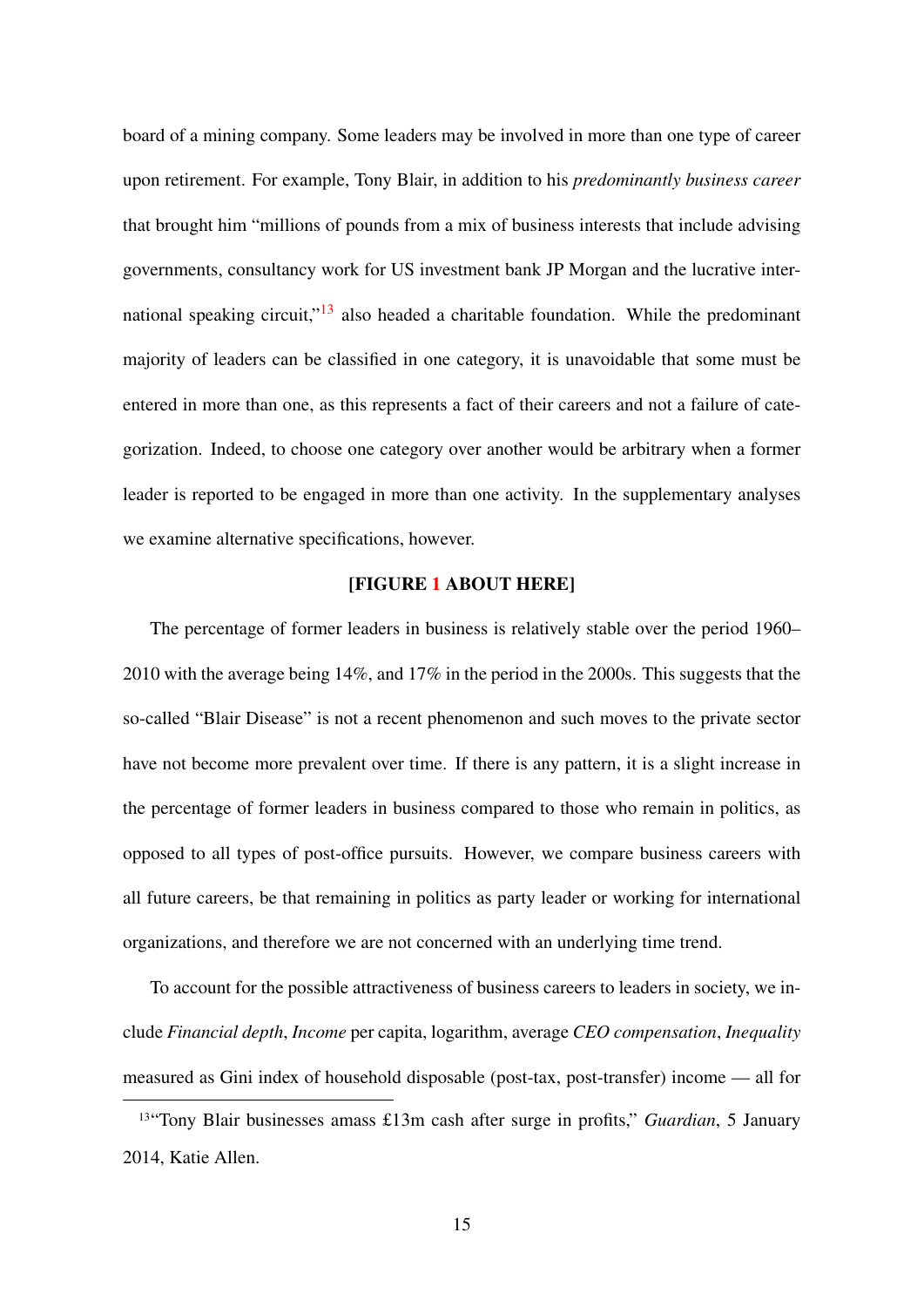board of a mining company. Some leaders may be involved in more than one type of career upon retirement. For example, Tony Blair, in addition to his *predominantly business career* that brought him "millions of pounds from a mix of business interests that include advising governments, consultancy work for US investment bank JP Morgan and the lucrative international speaking circuit,"[13] also headed a charitable foundation. While the predominant majority of leaders can be classified in one category, it is unavoidable that some must be entered in more than one, as this represents a fact of their careers and not a failure of categorization. Indeed, to choose one category over another would be arbitrary when a former leader is reported to be engaged in more than one activity. In the supplementary analyses we examine alternative specifications, however.

**[FIGURE 1 ABOUT HERE]**

The percentage of former leaders in business is relatively stable over the period 1960–2010 with the average being 14%, and 17% in the period in the 2000s. This suggests that the so-called "Blair Disease" is not a recent phenomenon and such moves to the private sector have not become more prevalent over time. If there is any pattern, it is a slight increase in the percentage of former leaders in business compared to those who remain in politics, as opposed to all types of post-office pursuits. However, we compare business careers with all future careers, be that remaining in politics as party leader or working for international organizations, and therefore we are not concerned with an underlying time trend.

To account for the possible attractiveness of business careers to leaders in society, we include *Financial depth*, *Income* per capita, logarithm, average *CEO compensation*, *Inequality* measured as Gini index of household disposable (post-tax, post-transfer) income — all for

[13] "Tony Blair businesses amass £13m cash after surge in profits," *Guardian*, 5 January 2014, Katie Allen.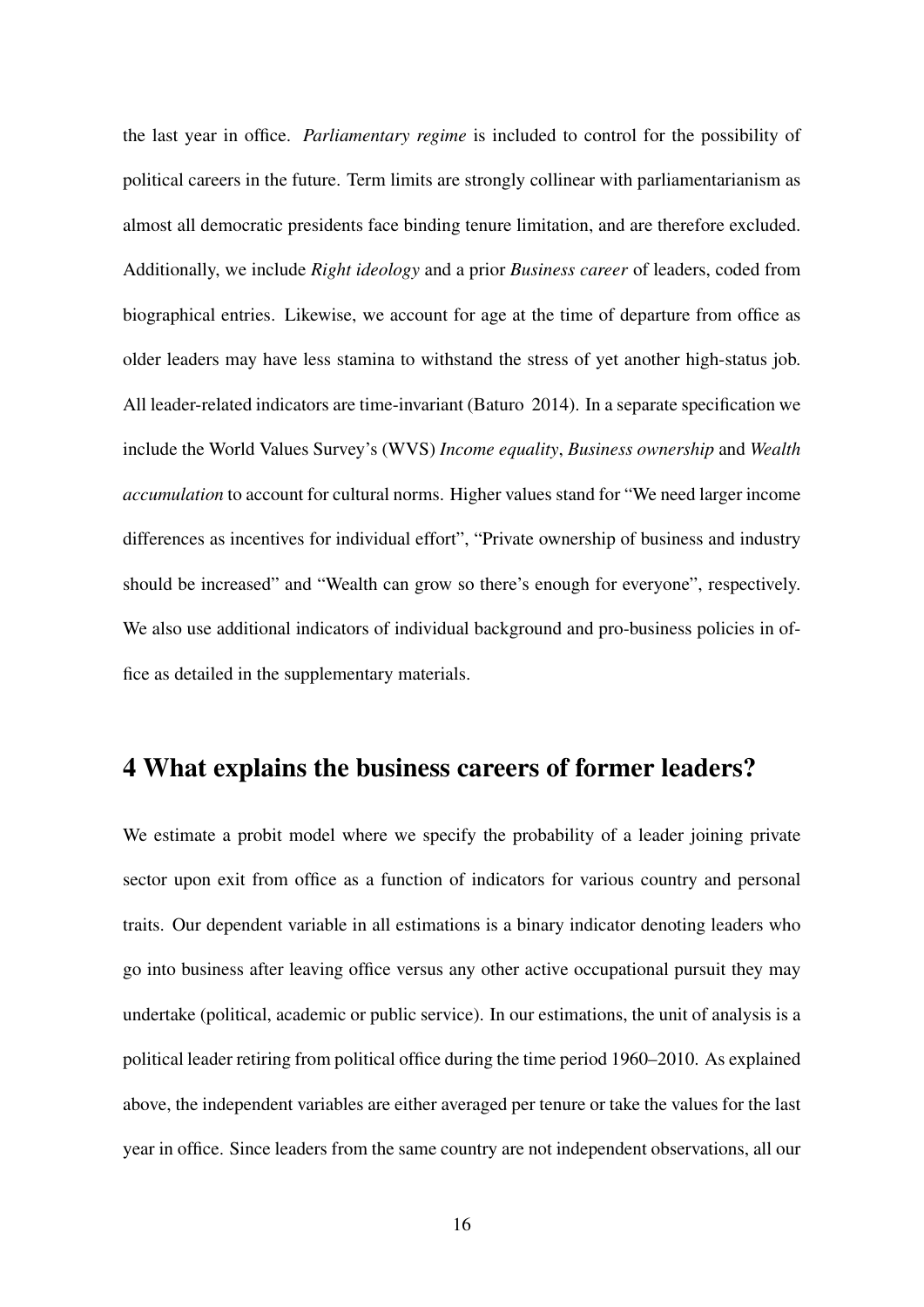the last year in office. *Parliamentary regime* is included to control for the possibility of political careers in the future. Term limits are strongly collinear with parliamentarianism as almost all democratic presidents face binding tenure limitation, and are therefore excluded. Additionally, we include *Right ideology* and a prior *Business career* of leaders, coded from biographical entries. Likewise, we account for age at the time of departure from office as older leaders may have less stamina to withstand the stress of yet another high-status job. All leader-related indicators are time-invariant (Baturo 2014). In a separate specification we include the World Values Survey's (WVS) *Income equality*, *Business ownership* and *Wealth accumulation* to account for cultural norms. Higher values stand for "We need larger income differences as incentives for individual effort", "Private ownership of business and industry should be increased" and "Wealth can grow so there's enough for everyone", respectively. We also use additional indicators of individual background and pro-business policies in office as detailed in the supplementary materials.

## 4 What explains the business careers of former leaders?

We estimate a probit model where we specify the probability of a leader joining private sector upon exit from office as a function of indicators for various country and personal traits. Our dependent variable in all estimations is a binary indicator denoting leaders who go into business after leaving office versus any other active occupational pursuit they may undertake (political, academic or public service). In our estimations, the unit of analysis is a political leader retiring from political office during the time period 1960–2010. As explained above, the independent variables are either averaged per tenure or take the values for the last year in office. Since leaders from the same country are not independent observations, all our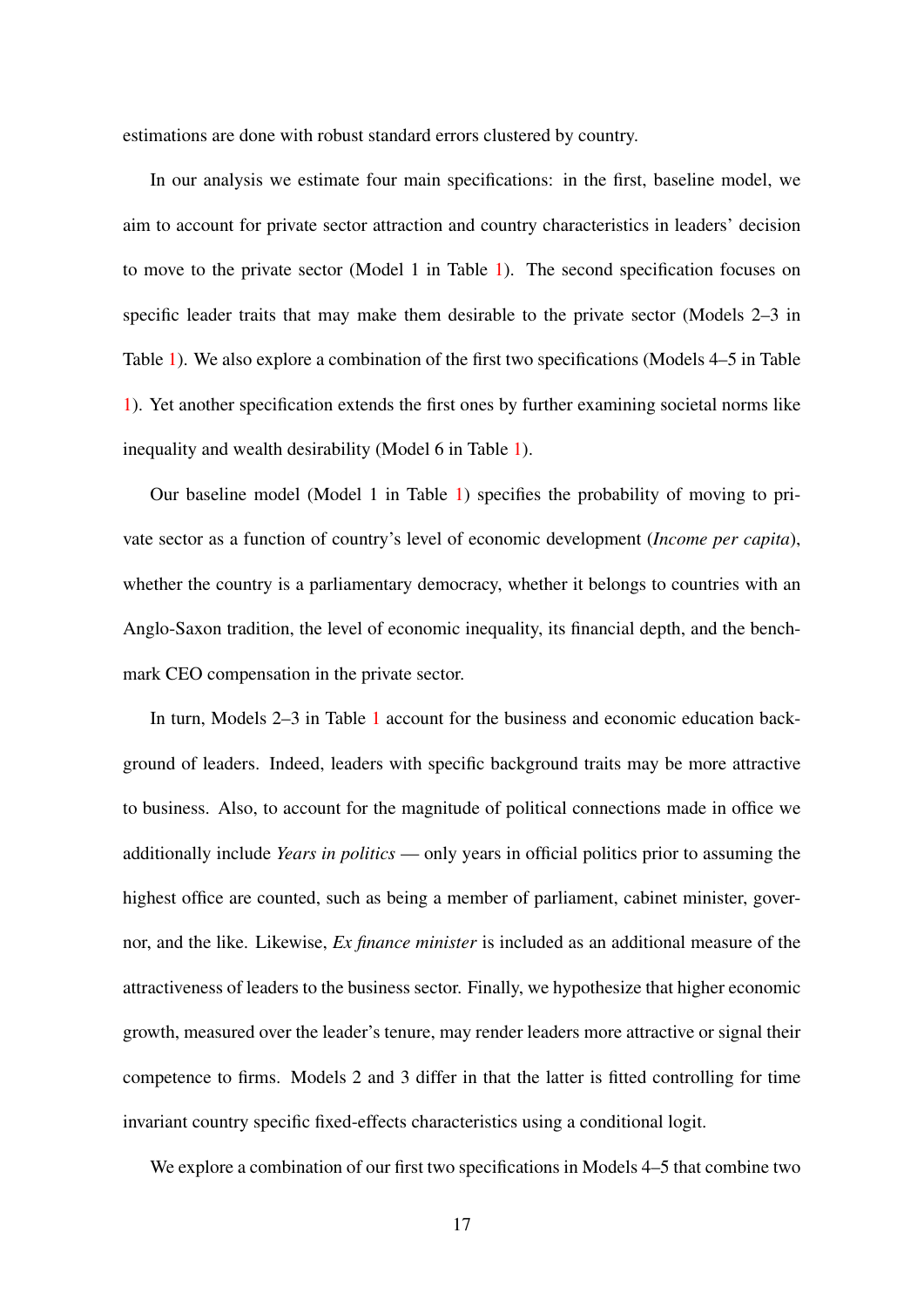estimations are done with robust standard errors clustered by country.

In our analysis we estimate four main specifications: in the first, baseline model, we aim to account for private sector attraction and country characteristics in leaders' decision to move to the private sector (Model 1 in Table 1). The second specification focuses on specific leader traits that may make them desirable to the private sector (Models 2–3 in Table 1). We also explore a combination of the first two specifications (Models 4–5 in Table 1). Yet another specification extends the first ones by further examining societal norms like inequality and wealth desirability (Model 6 in Table 1).

Our baseline model (Model 1 in Table 1) specifies the probability of moving to private sector as a function of country's level of economic development (*Income per capita*), whether the country is a parliamentary democracy, whether it belongs to countries with an Anglo-Saxon tradition, the level of economic inequality, its financial depth, and the benchmark CEO compensation in the private sector.

In turn, Models 2–3 in Table 1 account for the business and economic education background of leaders. Indeed, leaders with specific background traits may be more attractive to business. Also, to account for the magnitude of political connections made in office we additionally include *Years in politics* — only years in official politics prior to assuming the highest office are counted, such as being a member of parliament, cabinet minister, governor, and the like. Likewise, *Ex finance minister* is included as an additional measure of the attractiveness of leaders to the business sector. Finally, we hypothesize that higher economic growth, measured over the leader's tenure, may render leaders more attractive or signal their competence to firms. Models 2 and 3 differ in that the latter is fitted controlling for time invariant country specific fixed-effects characteristics using a conditional logit.

We explore a combination of our first two specifications in Models 4–5 that combine two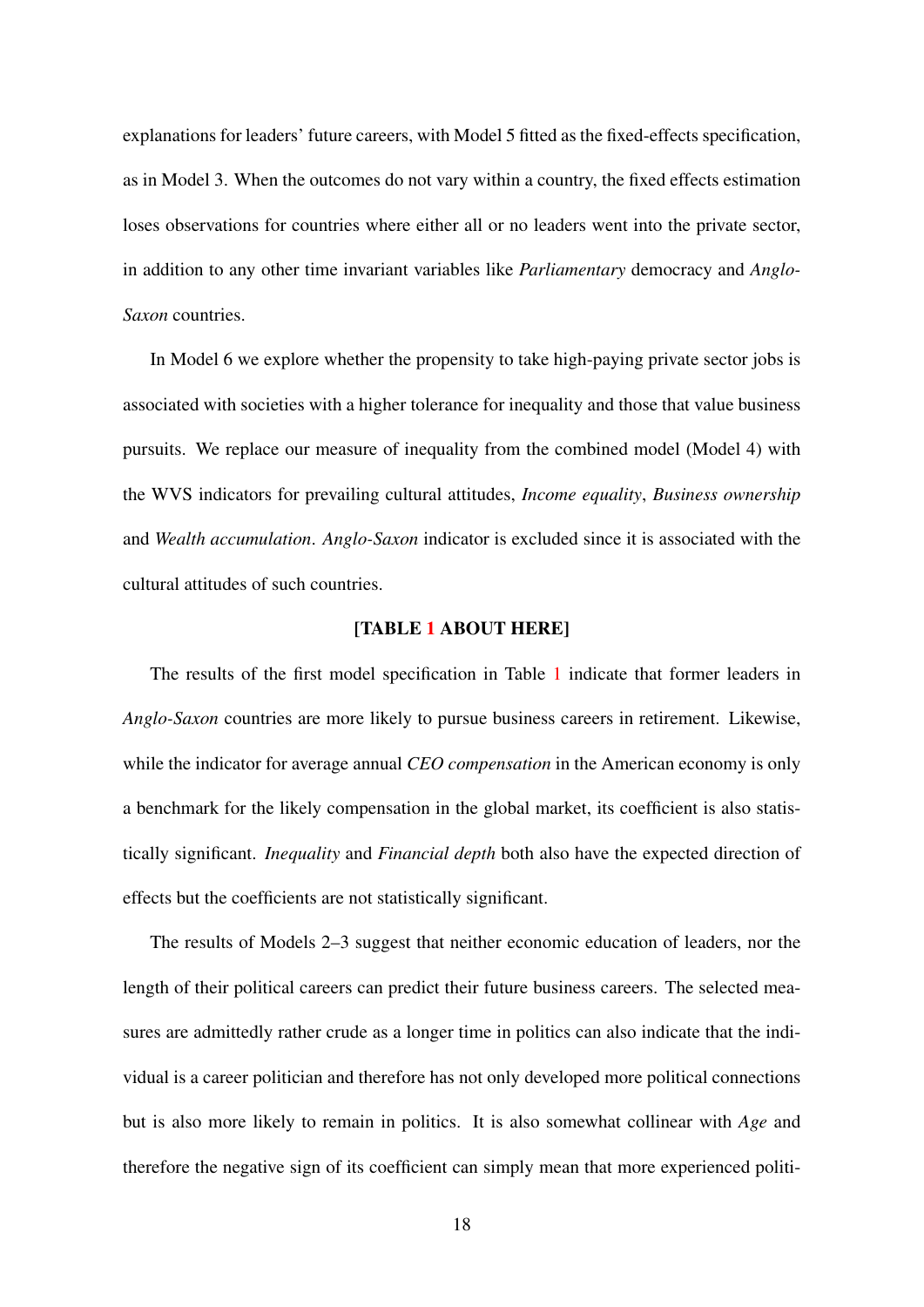explanations for leaders' future careers, with Model 5 fitted as the fixed-effects specification, as in Model 3. When the outcomes do not vary within a country, the fixed effects estimation loses observations for countries where either all or no leaders went into the private sector, in addition to any other time invariant variables like *Parliamentary* democracy and *Anglo-Saxon* countries.

In Model 6 we explore whether the propensity to take high-paying private sector jobs is associated with societies with a higher tolerance for inequality and those that value business pursuits. We replace our measure of inequality from the combined model (Model 4) with the WVS indicators for prevailing cultural attitudes, *Income equality*, *Business ownership* and *Wealth accumulation*. *Anglo-Saxon* indicator is excluded since it is associated with the cultural attitudes of such countries.

**[TABLE 1 ABOUT HERE]**

The results of the first model specification in Table 1 indicate that former leaders in *Anglo-Saxon* countries are more likely to pursue business careers in retirement. Likewise, while the indicator for average annual *CEO compensation* in the American economy is only a benchmark for the likely compensation in the global market, its coefficient is also statistically significant. *Inequality* and *Financial depth* both also have the expected direction of effects but the coefficients are not statistically significant.

The results of Models 2–3 suggest that neither economic education of leaders, nor the length of their political careers can predict their future business careers. The selected measures are admittedly rather crude as a longer time in politics can also indicate that the individual is a career politician and therefore has not only developed more political connections but is also more likely to remain in politics. It is also somewhat collinear with *Age* and therefore the negative sign of its coefficient can simply mean that more experienced politi-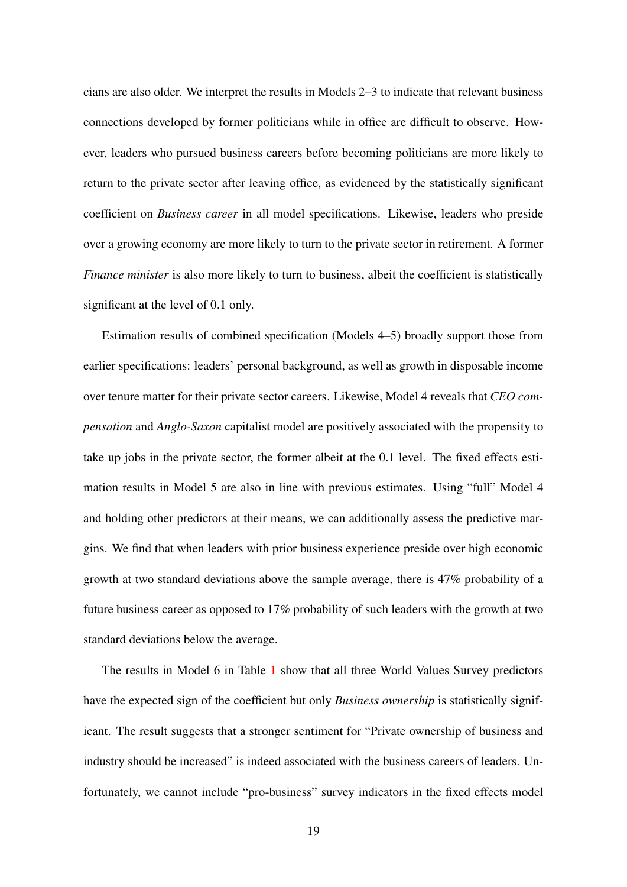cians are also older. We interpret the results in Models 2–3 to indicate that relevant business connections developed by former politicians while in office are difficult to observe. However, leaders who pursued business careers before becoming politicians are more likely to return to the private sector after leaving office, as evidenced by the statistically significant coefficient on *Business career* in all model specifications. Likewise, leaders who preside over a growing economy are more likely to turn to the private sector in retirement. A former *Finance minister* is also more likely to turn to business, albeit the coefficient is statistically significant at the level of 0.1 only.

Estimation results of combined specification (Models 4–5) broadly support those from earlier specifications: leaders' personal background, as well as growth in disposable income over tenure matter for their private sector careers. Likewise, Model 4 reveals that *CEO compensation* and *Anglo-Saxon* capitalist model are positively associated with the propensity to take up jobs in the private sector, the former albeit at the 0.1 level. The fixed effects estimation results in Model 5 are also in line with previous estimates. Using "full" Model 4 and holding other predictors at their means, we can additionally assess the predictive margins. We find that when leaders with prior business experience preside over high economic growth at two standard deviations above the sample average, there is 47% probability of a future business career as opposed to 17% probability of such leaders with the growth at two standard deviations below the average.

The results in Model 6 in Table 1 show that all three World Values Survey predictors have the expected sign of the coefficient but only *Business ownership* is statistically significant. The result suggests that a stronger sentiment for "Private ownership of business and industry should be increased" is indeed associated with the business careers of leaders. Unfortunately, we cannot include "pro-business" survey indicators in the fixed effects model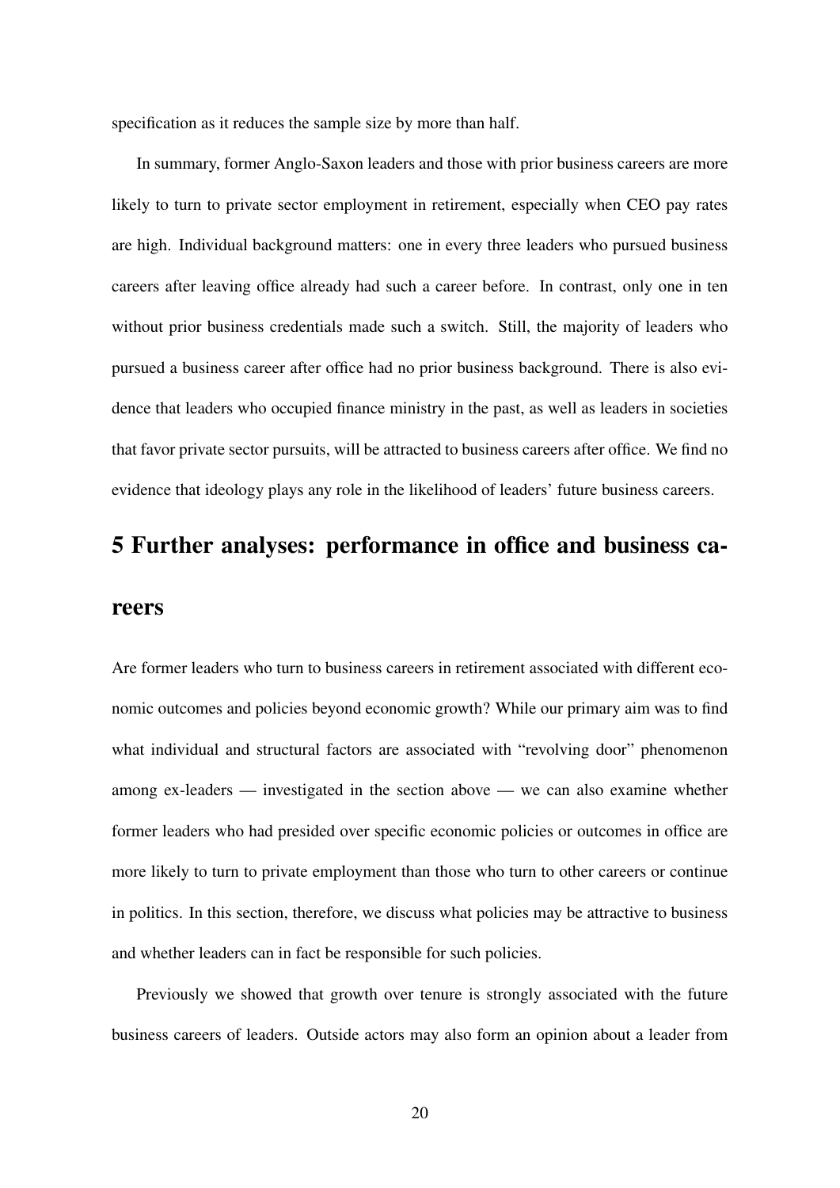specification as it reduces the sample size by more than half.

In summary, former Anglo-Saxon leaders and those with prior business careers are more likely to turn to private sector employment in retirement, especially when CEO pay rates are high. Individual background matters: one in every three leaders who pursued business careers after leaving office already had such a career before. In contrast, only one in ten without prior business credentials made such a switch. Still, the majority of leaders who pursued a business career after office had no prior business background. There is also evidence that leaders who occupied finance ministry in the past, as well as leaders in societies that favor private sector pursuits, will be attracted to business careers after office. We find no evidence that ideology plays any role in the likelihood of leaders' future business careers.

# 5 Further analyses: performance in office and business careers

Are former leaders who turn to business careers in retirement associated with different economic outcomes and policies beyond economic growth? While our primary aim was to find what individual and structural factors are associated with "revolving door" phenomenon among ex-leaders — investigated in the section above — we can also examine whether former leaders who had presided over specific economic policies or outcomes in office are more likely to turn to private employment than those who turn to other careers or continue in politics. In this section, therefore, we discuss what policies may be attractive to business and whether leaders can in fact be responsible for such policies.

Previously we showed that growth over tenure is strongly associated with the future business careers of leaders. Outside actors may also form an opinion about a leader from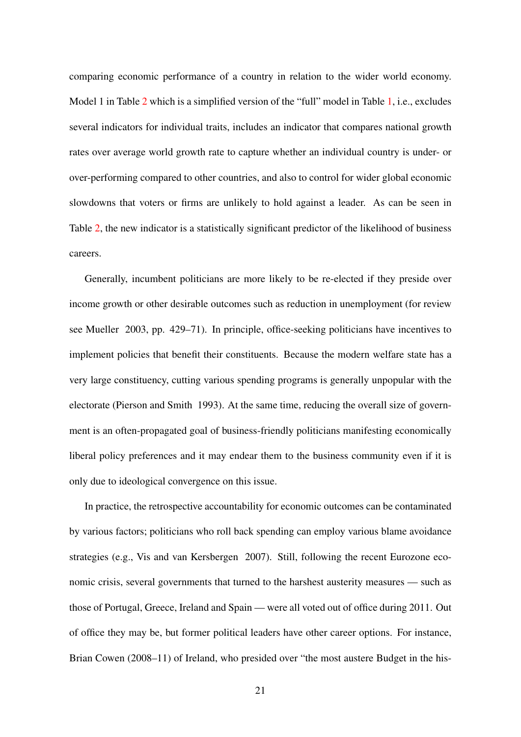comparing economic performance of a country in relation to the wider world economy. Model 1 in Table 2 which is a simplified version of the "full" model in Table 1, i.e., excludes several indicators for individual traits, includes an indicator that compares national growth rates over average world growth rate to capture whether an individual country is under- or over-performing compared to other countries, and also to control for wider global economic slowdowns that voters or firms are unlikely to hold against a leader. As can be seen in Table 2, the new indicator is a statistically significant predictor of the likelihood of business careers.

Generally, incumbent politicians are more likely to be re-elected if they preside over income growth or other desirable outcomes such as reduction in unemployment (for review see Mueller 2003, pp. 429–71). In principle, office-seeking politicians have incentives to implement policies that benefit their constituents. Because the modern welfare state has a very large constituency, cutting various spending programs is generally unpopular with the electorate (Pierson and Smith 1993). At the same time, reducing the overall size of government is an often-propagated goal of business-friendly politicians manifesting economically liberal policy preferences and it may endear them to the business community even if it is only due to ideological convergence on this issue.

In practice, the retrospective accountability for economic outcomes can be contaminated by various factors; politicians who roll back spending can employ various blame avoidance strategies (e.g., Vis and van Kersbergen 2007). Still, following the recent Eurozone economic crisis, several governments that turned to the harshest austerity measures — such as those of Portugal, Greece, Ireland and Spain — were all voted out of office during 2011. Out of office they may be, but former political leaders have other career options. For instance, Brian Cowen (2008–11) of Ireland, who presided over "the most austere Budget in the his-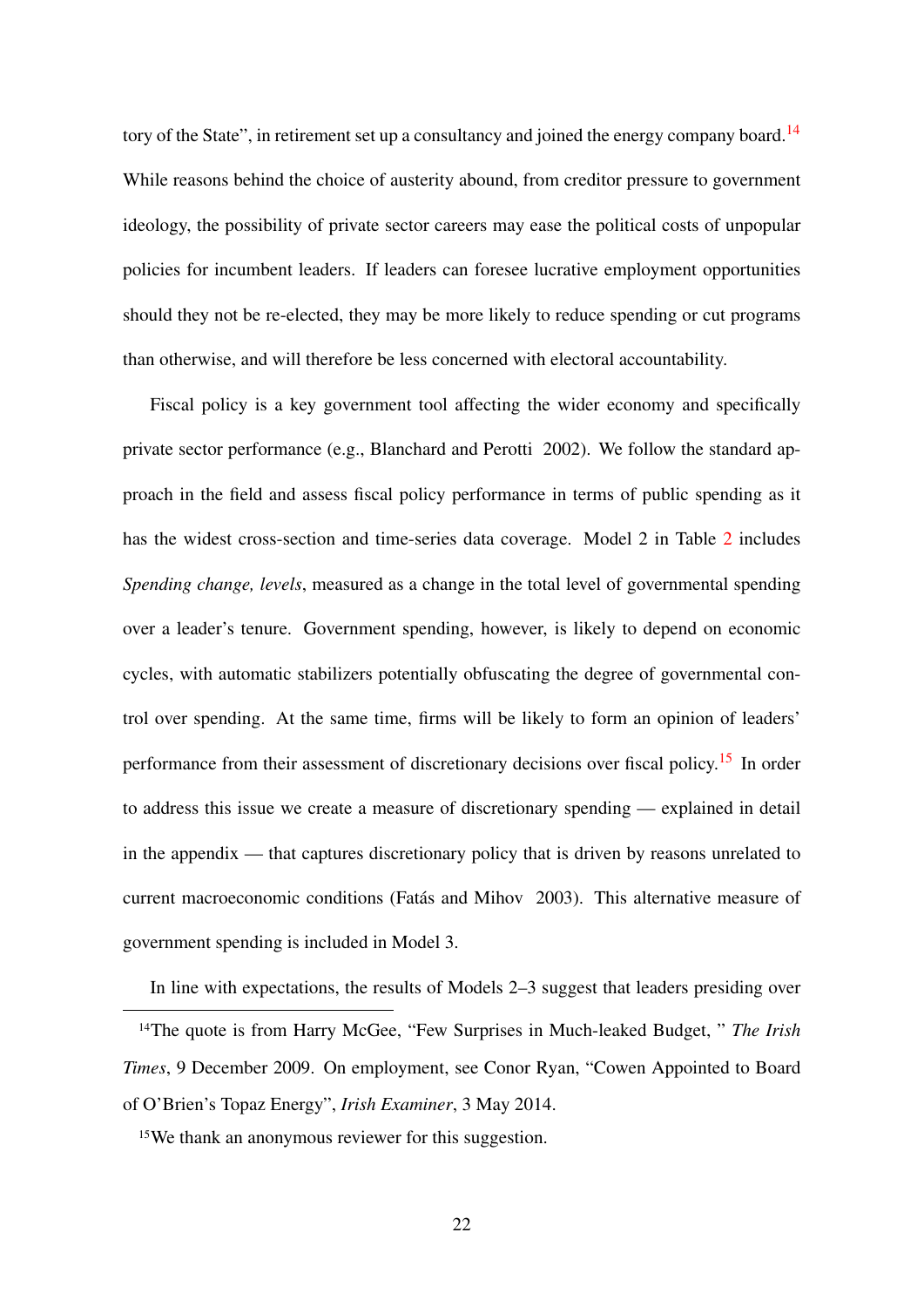tory of the State", in retirement set up a consultancy and joined the energy company board.[14] While reasons behind the choice of austerity abound, from creditor pressure to government ideology, the possibility of private sector careers may ease the political costs of unpopular policies for incumbent leaders. If leaders can foresee lucrative employment opportunities should they not be re-elected, they may be more likely to reduce spending or cut programs than otherwise, and will therefore be less concerned with electoral accountability.

Fiscal policy is a key government tool affecting the wider economy and specifically private sector performance (e.g., Blanchard and Perotti 2002). We follow the standard approach in the field and assess fiscal policy performance in terms of public spending as it has the widest cross-section and time-series data coverage. Model 2 in Table 2 includes *Spending change, levels*, measured as a change in the total level of governmental spending over a leader's tenure. Government spending, however, is likely to depend on economic cycles, with automatic stabilizers potentially obfuscating the degree of governmental control over spending. At the same time, firms will be likely to form an opinion of leaders' performance from their assessment of discretionary decisions over fiscal policy.[15] In order to address this issue we create a measure of discretionary spending — explained in detail in the appendix — that captures discretionary policy that is driven by reasons unrelated to current macroeconomic conditions (Fatás and Mihov 2003). This alternative measure of government spending is included in Model 3.

In line with expectations, the results of Models 2–3 suggest that leaders presiding over

---

[14] The quote is from Harry McGee, "Few Surprises in Much-leaked Budget, " *The Irish Times*, 9 December 2009. On employment, see Conor Ryan, "Cowen Appointed to Board of O'Brien's Topaz Energy", *Irish Examiner*, 3 May 2014.

[15] We thank an anonymous reviewer for this suggestion.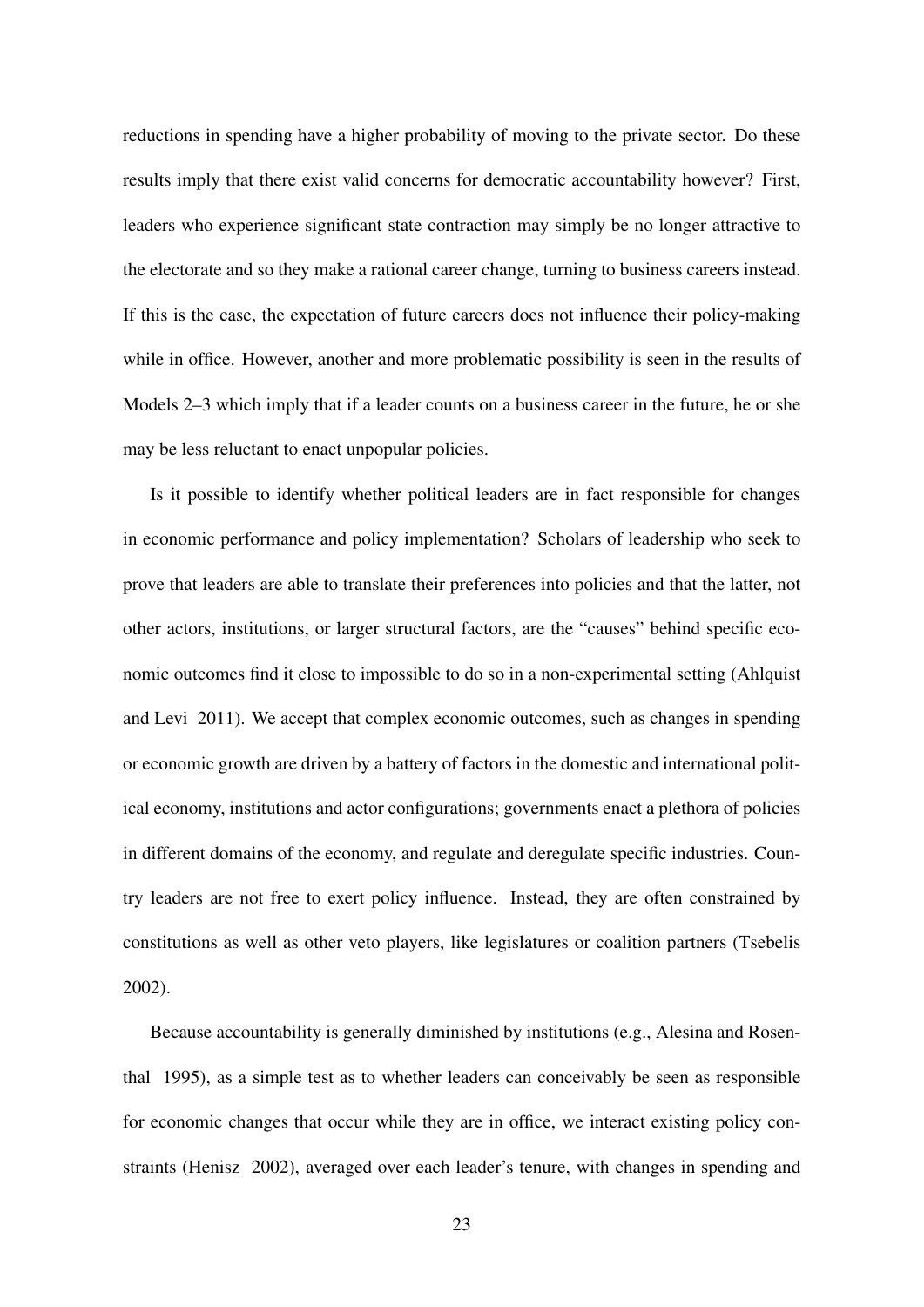reductions in spending have a higher probability of moving to the private sector. Do these results imply that there exist valid concerns for democratic accountability however? First, leaders who experience significant state contraction may simply be no longer attractive to the electorate and so they make a rational career change, turning to business careers instead. If this is the case, the expectation of future careers does not influence their policy-making while in office. However, another and more problematic possibility is seen in the results of Models 2–3 which imply that if a leader counts on a business career in the future, he or she may be less reluctant to enact unpopular policies.

Is it possible to identify whether political leaders are in fact responsible for changes in economic performance and policy implementation? Scholars of leadership who seek to prove that leaders are able to translate their preferences into policies and that the latter, not other actors, institutions, or larger structural factors, are the "causes" behind specific economic outcomes find it close to impossible to do so in a non-experimental setting (Ahlquist and Levi 2011). We accept that complex economic outcomes, such as changes in spending or economic growth are driven by a battery of factors in the domestic and international political economy, institutions and actor configurations; governments enact a plethora of policies in different domains of the economy, and regulate and deregulate specific industries. Country leaders are not free to exert policy influence. Instead, they are often constrained by constitutions as well as other veto players, like legislatures or coalition partners (Tsebelis 2002).

Because accountability is generally diminished by institutions (e.g., Alesina and Rosenthal 1995), as a simple test as to whether leaders can conceivably be seen as responsible for economic changes that occur while they are in office, we interact existing policy constraints (Henisz 2002), averaged over each leader's tenure, with changes in spending and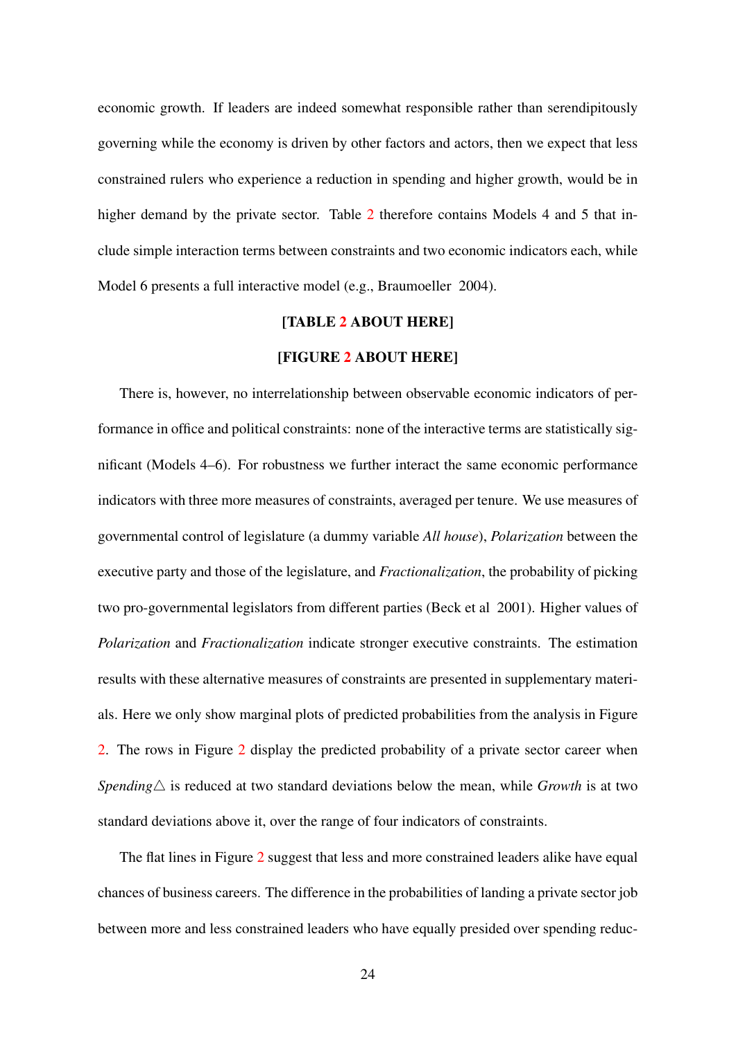economic growth. If leaders are indeed somewhat responsible rather than serendipitously governing while the economy is driven by other factors and actors, then we expect that less constrained rulers who experience a reduction in spending and higher growth, would be in higher demand by the private sector. Table 2 therefore contains Models 4 and 5 that include simple interaction terms between constraints and two economic indicators each, while Model 6 presents a full interactive model (e.g., Braumoeller 2004).

**[TABLE 2 ABOUT HERE]**

**[FIGURE 2 ABOUT HERE]**

There is, however, no interrelationship between observable economic indicators of performance in office and political constraints: none of the interactive terms are statistically significant (Models 4–6). For robustness we further interact the same economic performance indicators with three more measures of constraints, averaged per tenure. We use measures of governmental control of legislature (a dummy variable *All house*), *Polarization* between the executive party and those of the legislature, and *Fractionalization*, the probability of picking two pro-governmental legislators from different parties (Beck et al 2001). Higher values of *Polarization* and *Fractionalization* indicate stronger executive constraints. The estimation results with these alternative measures of constraints are presented in supplementary materials. Here we only show marginal plots of predicted probabilities from the analysis in Figure 2. The rows in Figure 2 display the predicted probability of a private sector career when *Spending*$\triangle$ is reduced at two standard deviations below the mean, while *Growth* is at two standard deviations above it, over the range of four indicators of constraints.

The flat lines in Figure 2 suggest that less and more constrained leaders alike have equal chances of business careers. The difference in the probabilities of landing a private sector job between more and less constrained leaders who have equally presided over spending reduc-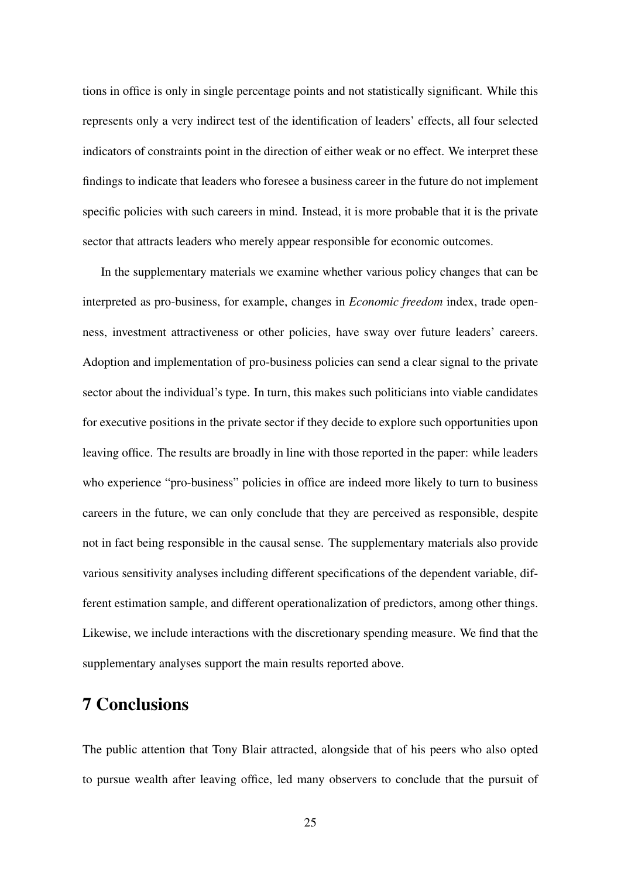tions in office is only in single percentage points and not statistically significant. While this represents only a very indirect test of the identification of leaders' effects, all four selected indicators of constraints point in the direction of either weak or no effect. We interpret these findings to indicate that leaders who foresee a business career in the future do not implement specific policies with such careers in mind. Instead, it is more probable that it is the private sector that attracts leaders who merely appear responsible for economic outcomes.

In the supplementary materials we examine whether various policy changes that can be interpreted as pro-business, for example, changes in *Economic freedom* index, trade openness, investment attractiveness or other policies, have sway over future leaders' careers. Adoption and implementation of pro-business policies can send a clear signal to the private sector about the individual's type. In turn, this makes such politicians into viable candidates for executive positions in the private sector if they decide to explore such opportunities upon leaving office. The results are broadly in line with those reported in the paper: while leaders who experience "pro-business" policies in office are indeed more likely to turn to business careers in the future, we can only conclude that they are perceived as responsible, despite not in fact being responsible in the causal sense. The supplementary materials also provide various sensitivity analyses including different specifications of the dependent variable, different estimation sample, and different operationalization of predictors, among other things. Likewise, we include interactions with the discretionary spending measure. We find that the supplementary analyses support the main results reported above.

# 7 Conclusions

The public attention that Tony Blair attracted, alongside that of his peers who also opted to pursue wealth after leaving office, led many observers to conclude that the pursuit of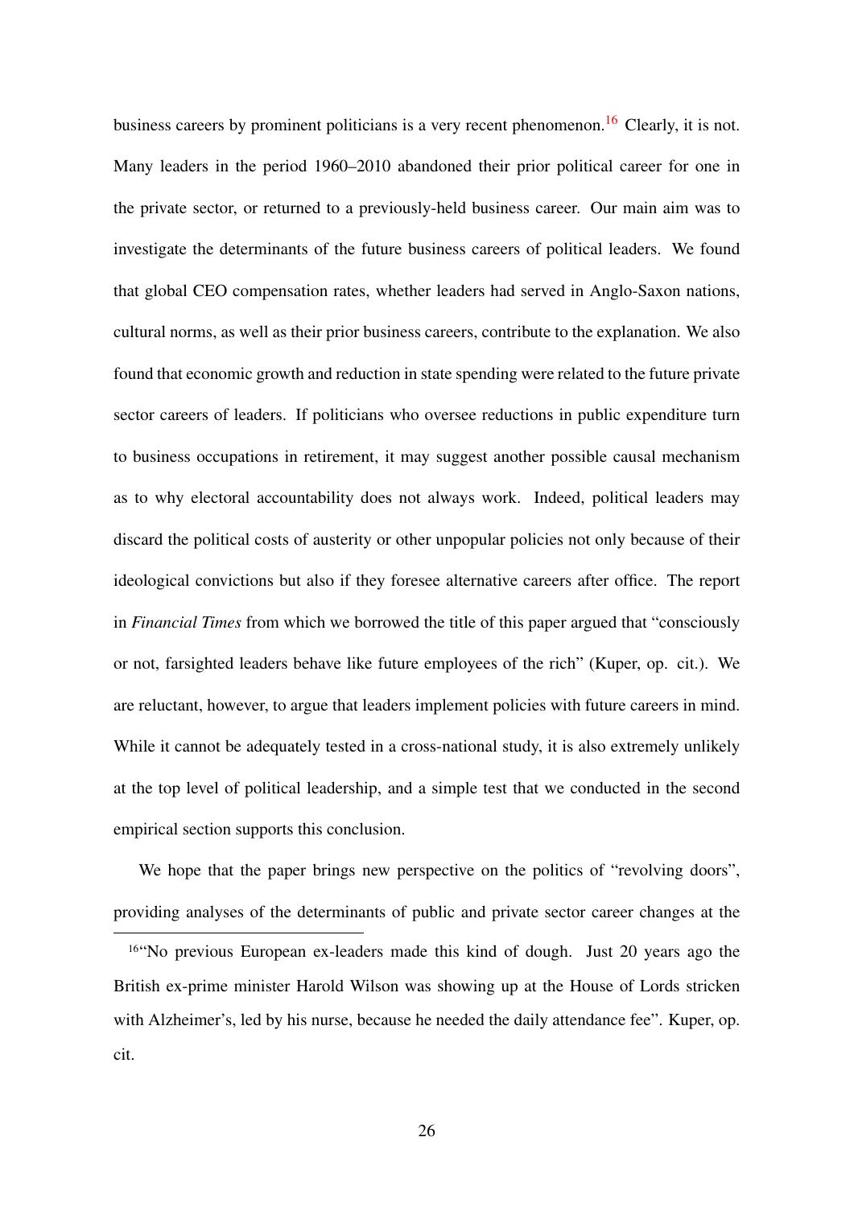business careers by prominent politicians is a very recent phenomenon.[16] Clearly, it is not. Many leaders in the period 1960–2010 abandoned their prior political career for one in the private sector, or returned to a previously-held business career. Our main aim was to investigate the determinants of the future business careers of political leaders. We found that global CEO compensation rates, whether leaders had served in Anglo-Saxon nations, cultural norms, as well as their prior business careers, contribute to the explanation. We also found that economic growth and reduction in state spending were related to the future private sector careers of leaders. If politicians who oversee reductions in public expenditure turn to business occupations in retirement, it may suggest another possible causal mechanism as to why electoral accountability does not always work. Indeed, political leaders may discard the political costs of austerity or other unpopular policies not only because of their ideological convictions but also if they foresee alternative careers after office. The report in *Financial Times* from which we borrowed the title of this paper argued that "consciously or not, farsighted leaders behave like future employees of the rich" (Kuper, op. cit.). We are reluctant, however, to argue that leaders implement policies with future careers in mind. While it cannot be adequately tested in a cross-national study, it is also extremely unlikely at the top level of political leadership, and a simple test that we conducted in the second empirical section supports this conclusion.

We hope that the paper brings new perspective on the politics of "revolving doors", providing analyses of the determinants of public and private sector career changes at the

[16] "No previous European ex-leaders made this kind of dough. Just 20 years ago the British ex-prime minister Harold Wilson was showing up at the House of Lords stricken with Alzheimer's, led by his nurse, because he needed the daily attendance fee". Kuper, op. cit.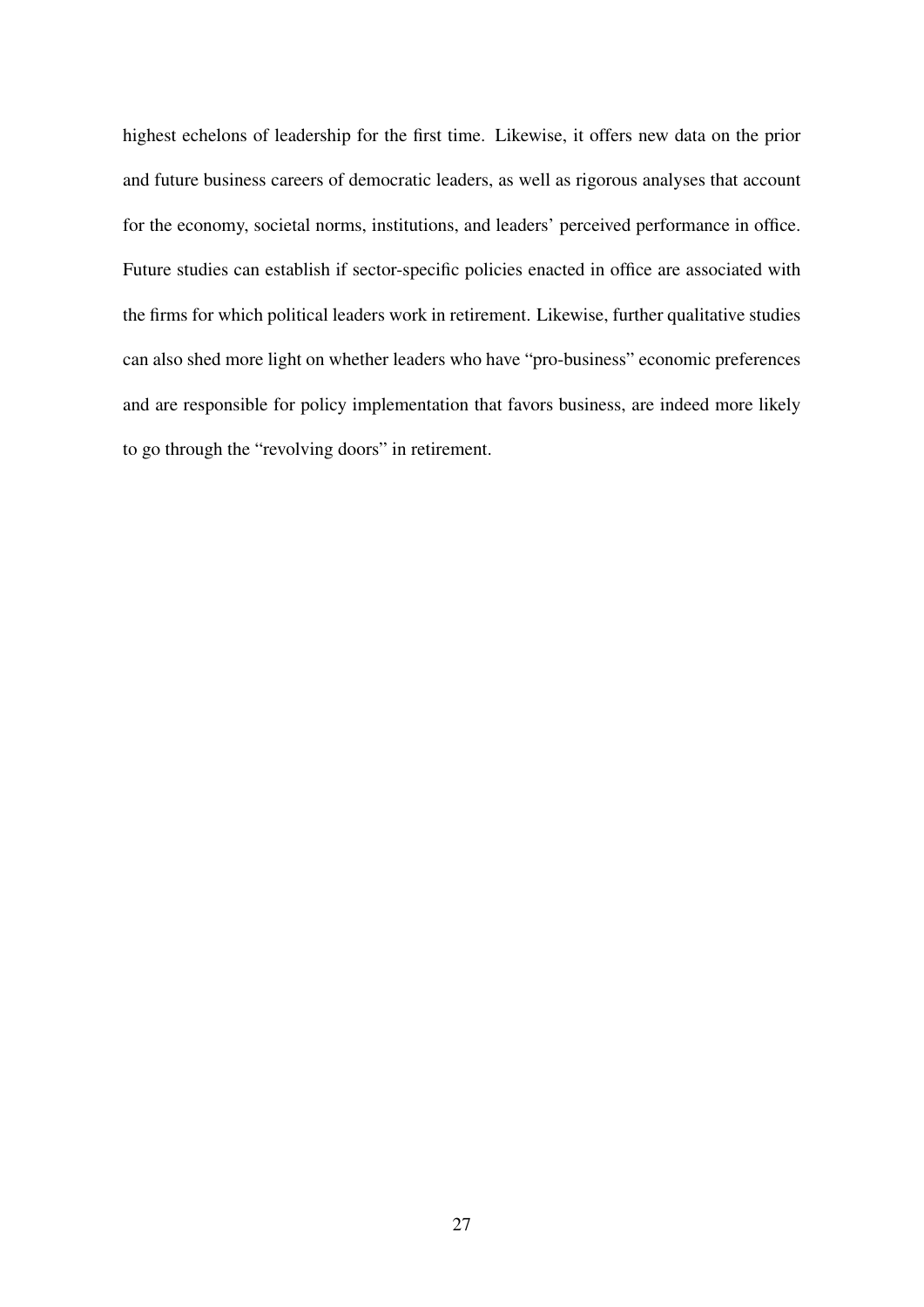highest echelons of leadership for the first time. Likewise, it offers new data on the prior and future business careers of democratic leaders, as well as rigorous analyses that account for the economy, societal norms, institutions, and leaders' perceived performance in office. Future studies can establish if sector-specific policies enacted in office are associated with the firms for which political leaders work in retirement. Likewise, further qualitative studies can also shed more light on whether leaders who have "pro-business" economic preferences and are responsible for policy implementation that favors business, are indeed more likely to go through the "revolving doors" in retirement.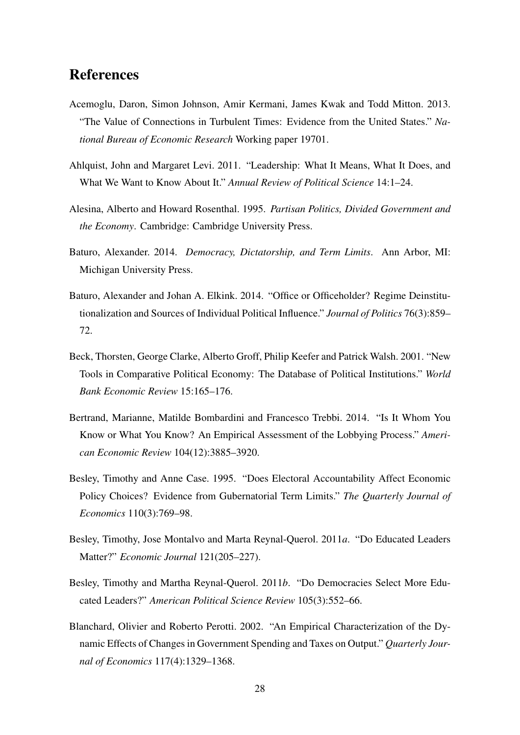## References

Acemoglu, Daron, Simon Johnson, Amir Kermani, James Kwak and Todd Mitton. 2013. "The Value of Connections in Turbulent Times: Evidence from the United States." *National Bureau of Economic Research* Working paper 19701.

Ahlquist, John and Margaret Levi. 2011. "Leadership: What It Means, What It Does, and What We Want to Know About It." *Annual Review of Political Science* 14:1–24.

Alesina, Alberto and Howard Rosenthal. 1995. *Partisan Politics, Divided Government and the Economy*. Cambridge: Cambridge University Press.

Baturo, Alexander. 2014. *Democracy, Dictatorship, and Term Limits*. Ann Arbor, MI: Michigan University Press.

Baturo, Alexander and Johan A. Elkink. 2014. "Office or Officeholder? Regime Deinstitutionalization and Sources of Individual Political Influence." *Journal of Politics* 76(3):859–72.

Beck, Thorsten, George Clarke, Alberto Groff, Philip Keefer and Patrick Walsh. 2001. "New Tools in Comparative Political Economy: The Database of Political Institutions." *World Bank Economic Review* 15:165–176.

Bertrand, Marianne, Matilde Bombardini and Francesco Trebbi. 2014. "Is It Whom You Know or What You Know? An Empirical Assessment of the Lobbying Process." *American Economic Review* 104(12):3885–3920.

Besley, Timothy and Anne Case. 1995. "Does Electoral Accountability Affect Economic Policy Choices? Evidence from Gubernatorial Term Limits." *The Quarterly Journal of Economics* 110(3):769–98.

Besley, Timothy, Jose Montalvo and Marta Reynal-Querol. 2011*a*. "Do Educated Leaders Matter?" *Economic Journal* 121(205–227).

Besley, Timothy and Martha Reynal-Querol. 2011*b*. "Do Democracies Select More Educated Leaders?" *American Political Science Review* 105(3):552–66.

Blanchard, Olivier and Roberto Perotti. 2002. "An Empirical Characterization of the Dynamic Effects of Changes in Government Spending and Taxes on Output." *Quarterly Journal of Economics* 117(4):1329–1368.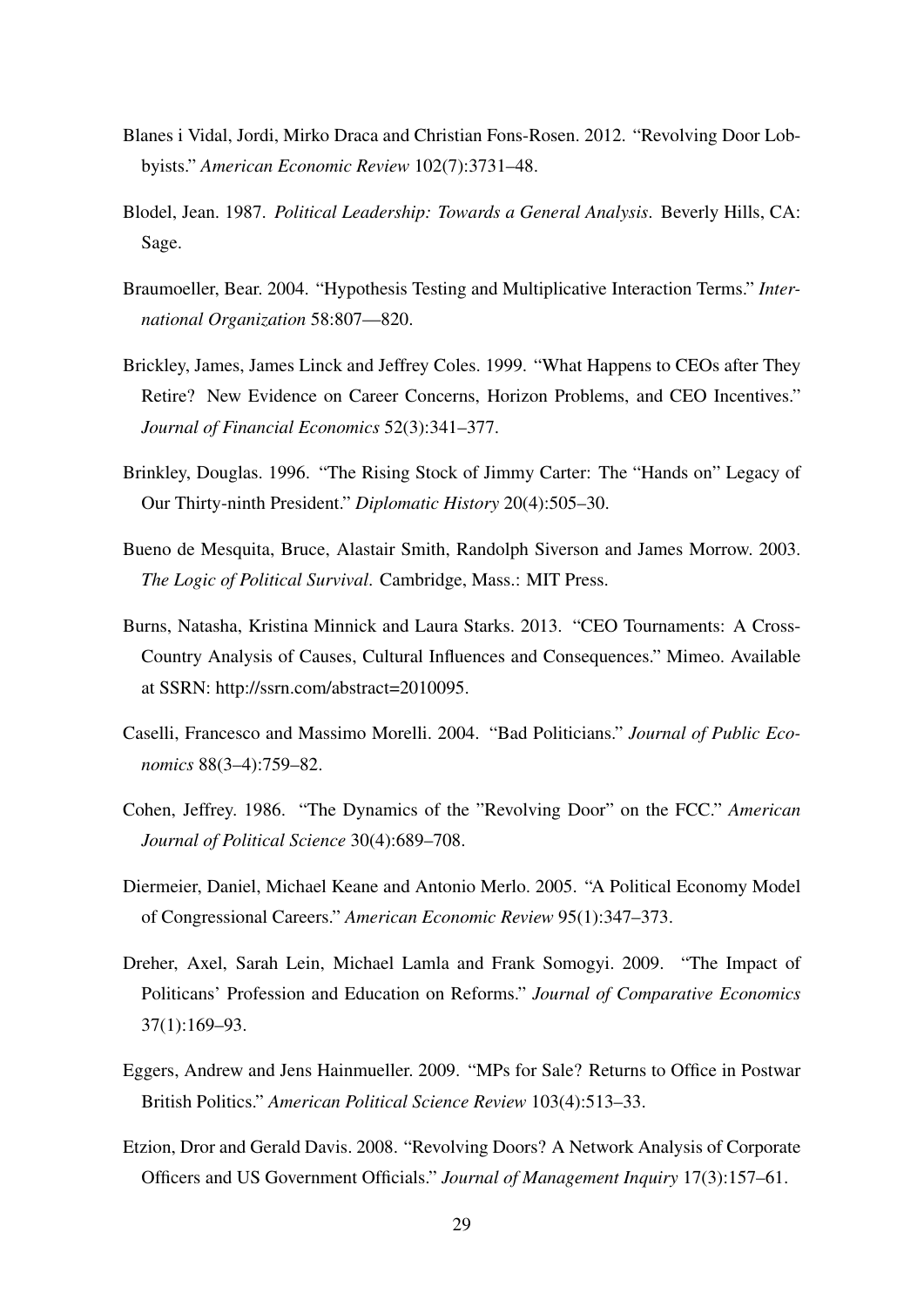Blanes i Vidal, Jordi, Mirko Draca and Christian Fons-Rosen. 2012. "Revolving Door Lobbyists." *American Economic Review* 102(7):3731–48.

Blodel, Jean. 1987. *Political Leadership: Towards a General Analysis*. Beverly Hills, CA: Sage.

Braumoeller, Bear. 2004. "Hypothesis Testing and Multiplicative Interaction Terms." *International Organization* 58:807—820.

Brickley, James, James Linck and Jeffrey Coles. 1999. "What Happens to CEOs after They Retire? New Evidence on Career Concerns, Horizon Problems, and CEO Incentives." *Journal of Financial Economics* 52(3):341–377.

Brinkley, Douglas. 1996. "The Rising Stock of Jimmy Carter: The "Hands on" Legacy of Our Thirty-ninth President." *Diplomatic History* 20(4):505–30.

Bueno de Mesquita, Bruce, Alastair Smith, Randolph Siverson and James Morrow. 2003. *The Logic of Political Survival*. Cambridge, Mass.: MIT Press.

Burns, Natasha, Kristina Minnick and Laura Starks. 2013. "CEO Tournaments: A Cross-Country Analysis of Causes, Cultural Influences and Consequences." Mimeo. Available at SSRN: http://ssrn.com/abstract=2010095.

Caselli, Francesco and Massimo Morelli. 2004. "Bad Politicians." *Journal of Public Economics* 88(3–4):759–82.

Cohen, Jeffrey. 1986. "The Dynamics of the "Revolving Door" on the FCC." *American Journal of Political Science* 30(4):689–708.

Diermeier, Daniel, Michael Keane and Antonio Merlo. 2005. "A Political Economy Model of Congressional Careers." *American Economic Review* 95(1):347–373.

Dreher, Axel, Sarah Lein, Michael Lamla and Frank Somogyi. 2009. "The Impact of Politicans' Profession and Education on Reforms." *Journal of Comparative Economics* 37(1):169–93.

Eggers, Andrew and Jens Hainmueller. 2009. "MPs for Sale? Returns to Office in Postwar British Politics." *American Political Science Review* 103(4):513–33.

Etzion, Dror and Gerald Davis. 2008. "Revolving Doors? A Network Analysis of Corporate Officers and US Government Officials." *Journal of Management Inquiry* 17(3):157–61.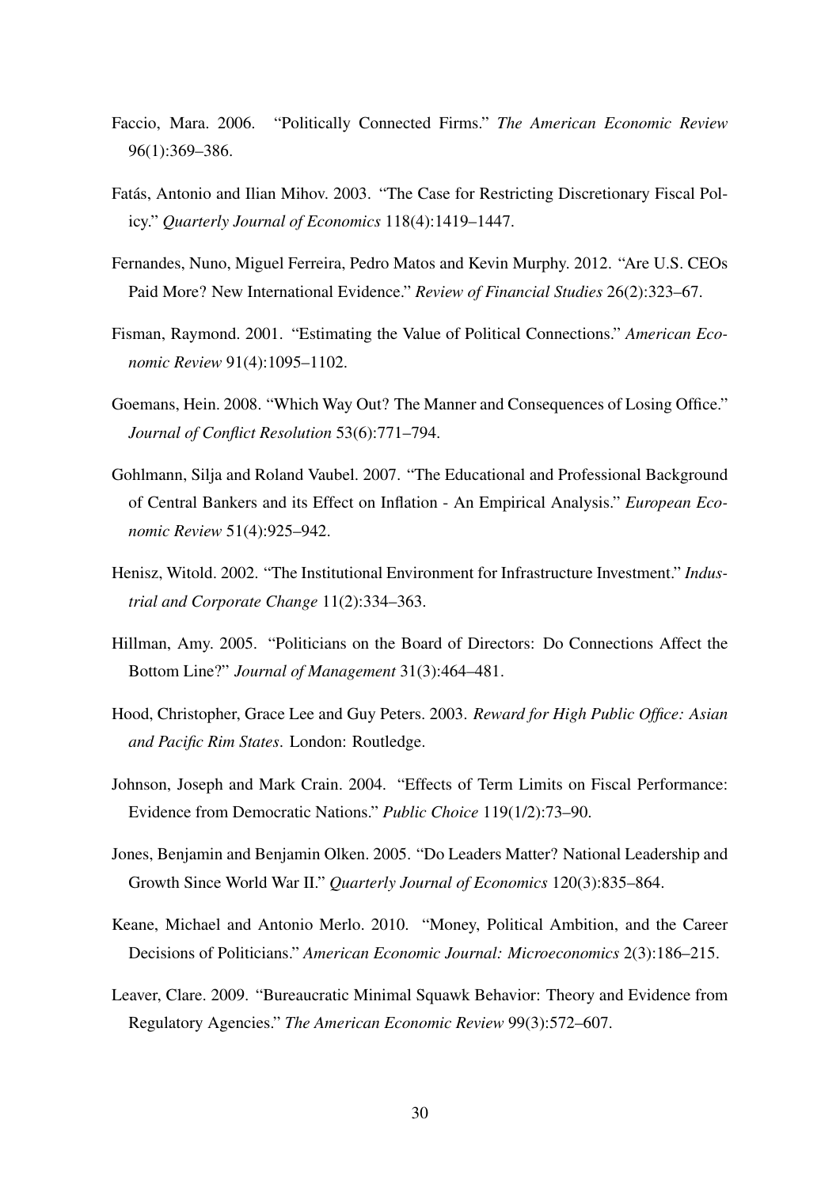Faccio, Mara. 2006. "Politically Connected Firms." *The American Economic Review* 96(1):369–386.

Fatás, Antonio and Ilian Mihov. 2003. "The Case for Restricting Discretionary Fiscal Policy." *Quarterly Journal of Economics* 118(4):1419–1447.

Fernandes, Nuno, Miguel Ferreira, Pedro Matos and Kevin Murphy. 2012. "Are U.S. CEOs Paid More? New International Evidence." *Review of Financial Studies* 26(2):323–67.

Fisman, Raymond. 2001. "Estimating the Value of Political Connections." *American Economic Review* 91(4):1095–1102.

Goemans, Hein. 2008. "Which Way Out? The Manner and Consequences of Losing Office." *Journal of Conflict Resolution* 53(6):771–794.

Gohlmann, Silja and Roland Vaubel. 2007. "The Educational and Professional Background of Central Bankers and its Effect on Inflation - An Empirical Analysis." *European Economic Review* 51(4):925–942.

Henisz, Witold. 2002. "The Institutional Environment for Infrastructure Investment." *Industrial and Corporate Change* 11(2):334–363.

Hillman, Amy. 2005. "Politicians on the Board of Directors: Do Connections Affect the Bottom Line?" *Journal of Management* 31(3):464–481.

Hood, Christopher, Grace Lee and Guy Peters. 2003. *Reward for High Public Office: Asian and Pacific Rim States*. London: Routledge.

Johnson, Joseph and Mark Crain. 2004. "Effects of Term Limits on Fiscal Performance: Evidence from Democratic Nations." *Public Choice* 119(1/2):73–90.

Jones, Benjamin and Benjamin Olken. 2005. "Do Leaders Matter? National Leadership and Growth Since World War II." *Quarterly Journal of Economics* 120(3):835–864.

Keane, Michael and Antonio Merlo. 2010. "Money, Political Ambition, and the Career Decisions of Politicians." *American Economic Journal: Microeconomics* 2(3):186–215.

Leaver, Clare. 2009. "Bureaucratic Minimal Squawk Behavior: Theory and Evidence from Regulatory Agencies." *The American Economic Review* 99(3):572–607.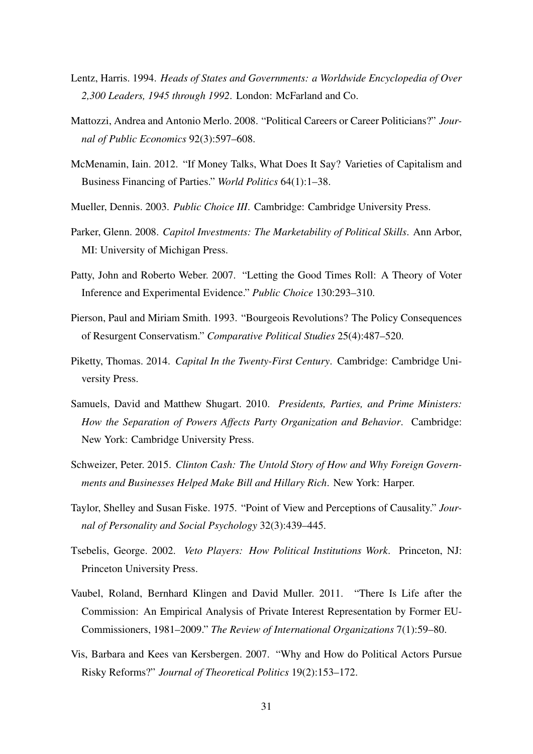Lentz, Harris. 1994. *Heads of States and Governments: a Worldwide Encyclopedia of Over 2,300 Leaders, 1945 through 1992*. London: McFarland and Co.

Mattozzi, Andrea and Antonio Merlo. 2008. "Political Careers or Career Politicians?" *Journal of Public Economics* 92(3):597–608.

McMenamin, Iain. 2012. "If Money Talks, What Does It Say? Varieties of Capitalism and Business Financing of Parties." *World Politics* 64(1):1–38.

Mueller, Dennis. 2003. *Public Choice III*. Cambridge: Cambridge University Press.

Parker, Glenn. 2008. *Capitol Investments: The Marketability of Political Skills*. Ann Arbor, MI: University of Michigan Press.

Patty, John and Roberto Weber. 2007. "Letting the Good Times Roll: A Theory of Voter Inference and Experimental Evidence." *Public Choice* 130:293–310.

Pierson, Paul and Miriam Smith. 1993. "Bourgeois Revolutions? The Policy Consequences of Resurgent Conservatism." *Comparative Political Studies* 25(4):487–520.

Piketty, Thomas. 2014. *Capital In the Twenty-First Century*. Cambridge: Cambridge University Press.

Samuels, David and Matthew Shugart. 2010. *Presidents, Parties, and Prime Ministers: How the Separation of Powers Affects Party Organization and Behavior*. Cambridge: New York: Cambridge University Press.

Schweizer, Peter. 2015. *Clinton Cash: The Untold Story of How and Why Foreign Governments and Businesses Helped Make Bill and Hillary Rich*. New York: Harper.

Taylor, Shelley and Susan Fiske. 1975. "Point of View and Perceptions of Causality." *Journal of Personality and Social Psychology* 32(3):439–445.

Tsebelis, George. 2002. *Veto Players: How Political Institutions Work*. Princeton, NJ: Princeton University Press.

Vaubel, Roland, Bernhard Klingen and David Muller. 2011. "There Is Life after the Commission: An Empirical Analysis of Private Interest Representation by Former EU-Commissioners, 1981–2009." *The Review of International Organizations* 7(1):59–80.

Vis, Barbara and Kees van Kersbergen. 2007. "Why and How do Political Actors Pursue Risky Reforms?" *Journal of Theoretical Politics* 19(2):153–172.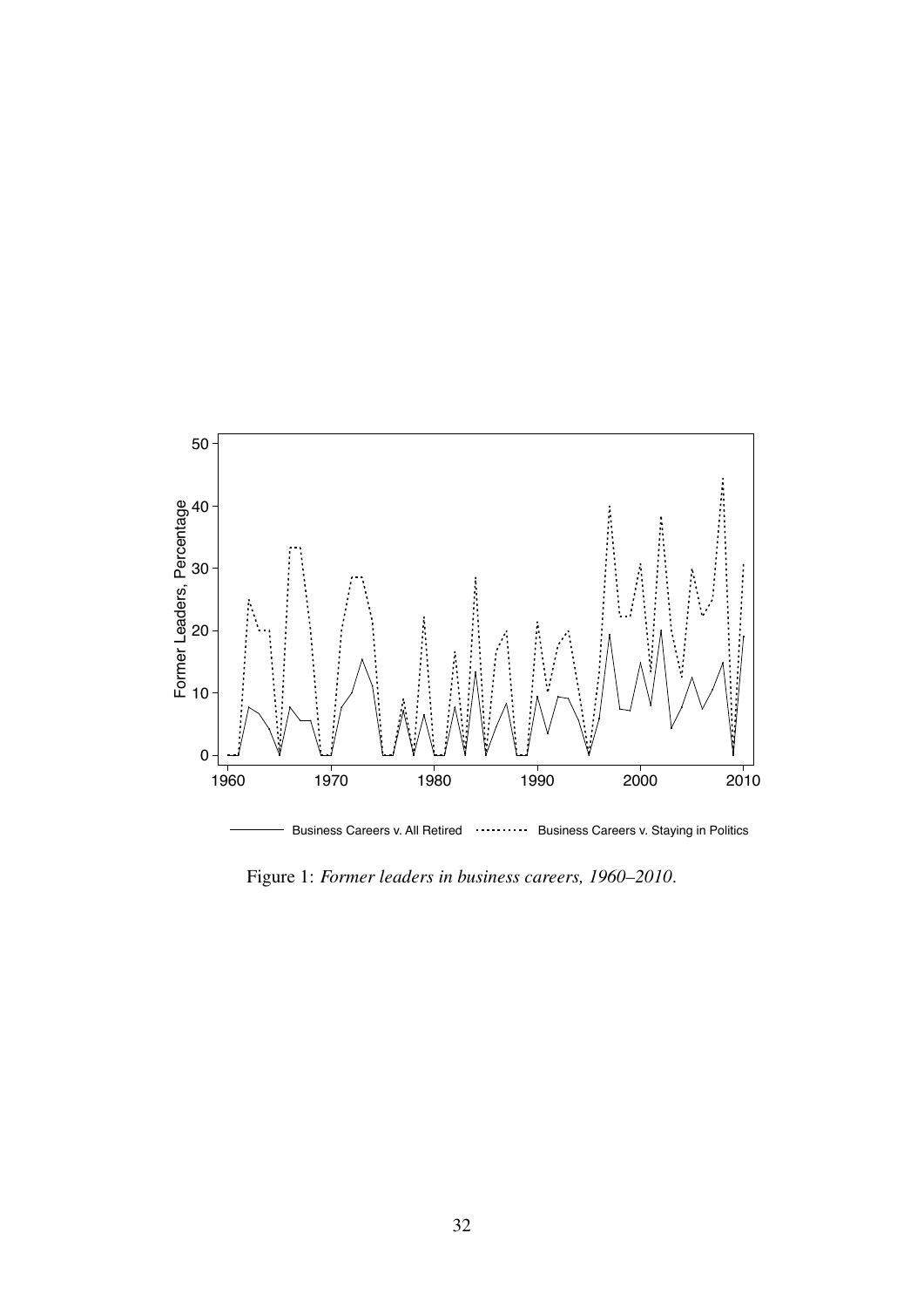Figure 1: *Former leaders in business careers, 1960–2010*.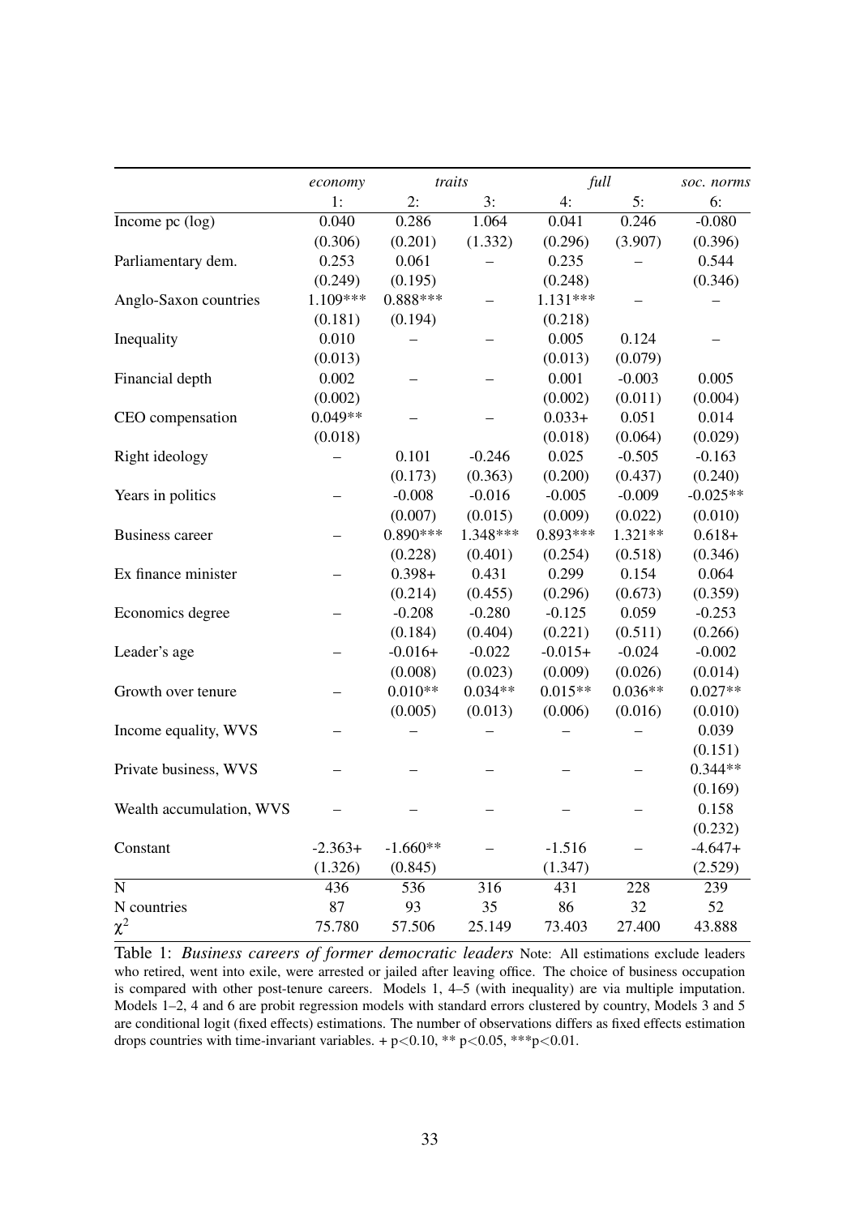| | *economy* | *traits* | | *full* | | *soc. norms* |
|---|---|---|---|---|---|---|
| | 1: | 2: | 3: | 4: | 5: | 6: |
| Income pc (log) | 0.040 | 0.286 | 1.064 | 0.041 | 0.246 | -0.080 |
| | (0.306) | (0.201) | (1.332) | (0.296) | (3.907) | (0.396) |
| Parliamentary dem. | 0.253 | 0.061 | – | 0.235 | – | 0.544 |
| | (0.249) | (0.195) | | (0.248) | | (0.346) |
| Anglo-Saxon countries | 1.109*** | 0.888*** | – | 1.131*** | – | – |
| | (0.181) | (0.194) | | (0.218) | | |
| Inequality | 0.010 | – | – | 0.005 | 0.124 | – |
| | (0.013) | | | (0.013) | (0.079) | |
| Financial depth | 0.002 | – | – | 0.001 | -0.003 | 0.005 |
| | (0.002) | | | (0.002) | (0.011) | (0.004) |
| CEO compensation | 0.049** | – | – | 0.033+ | 0.051 | 0.014 |
| | (0.018) | | | (0.018) | (0.064) | (0.029) |
| Right ideology | – | 0.101 | -0.246 | 0.025 | -0.505 | -0.163 |
| | | (0.173) | (0.363) | (0.200) | (0.437) | (0.240) |
| Years in politics | – | -0.008 | -0.016 | -0.005 | -0.009 | -0.025** |
| | | (0.007) | (0.015) | (0.009) | (0.022) | (0.010) |
| Business career | – | 0.890*** | 1.348*** | 0.893*** | 1.321** | 0.618+ |
| | | (0.228) | (0.401) | (0.254) | (0.518) | (0.346) |
| Ex finance minister | – | 0.398+ | 0.431 | 0.299 | 0.154 | 0.064 |
| | | (0.214) | (0.455) | (0.296) | (0.673) | (0.359) |
| Economics degree | – | -0.208 | -0.280 | -0.125 | 0.059 | -0.253 |
| | | (0.184) | (0.404) | (0.221) | (0.511) | (0.266) |
| Leader's age | – | -0.016+ | -0.022 | -0.015+ | -0.024 | -0.002 |
| | | (0.008) | (0.023) | (0.009) | (0.026) | (0.014) |
| Growth over tenure | – | 0.010** | 0.034** | 0.015** | 0.036** | 0.027** |
| | | (0.005) | (0.013) | (0.006) | (0.016) | (0.010) |
| Income equality, WVS | – | – | – | – | – | 0.039 |
| | | | | | | (0.151) |
| Private business, WVS | – | – | – | – | – | 0.344** |
| | | | | | | (0.169) |
| Wealth accumulation, WVS | – | – | – | – | – | 0.158 |
| | | | | | | (0.232) |
| Constant | -2.363+ | -1.660** | – | -1.516 | – | -4.647+ |
| | (1.326) | (0.845) | | (1.347) | | (2.529) |
| N | 436 | 536 | 316 | 431 | 228 | 239 |
| N countries | 87 | 93 | 35 | 86 | 32 | 52 |
| $\chi^2$ | 75.780 | 57.506 | 25.149 | 73.403 | 27.400 | 43.888 |

Table 1: *Business careers of former democratic leaders* Note: All estimations exclude leaders who retired, went into exile, were arrested or jailed after leaving office. The choice of business occupation is compared with other post-tenure careers. Models 1, 4–5 (with inequality) are via multiple imputation. Models 1–2, 4 and 6 are probit regression models with standard errors clustered by country, Models 3 and 5 are conditional logit (fixed effects) estimations. The number of observations differs as fixed effects estimation drops countries with time-invariant variables. + $p<0.10$, ** $p<0.05$, *** $p<0.01$.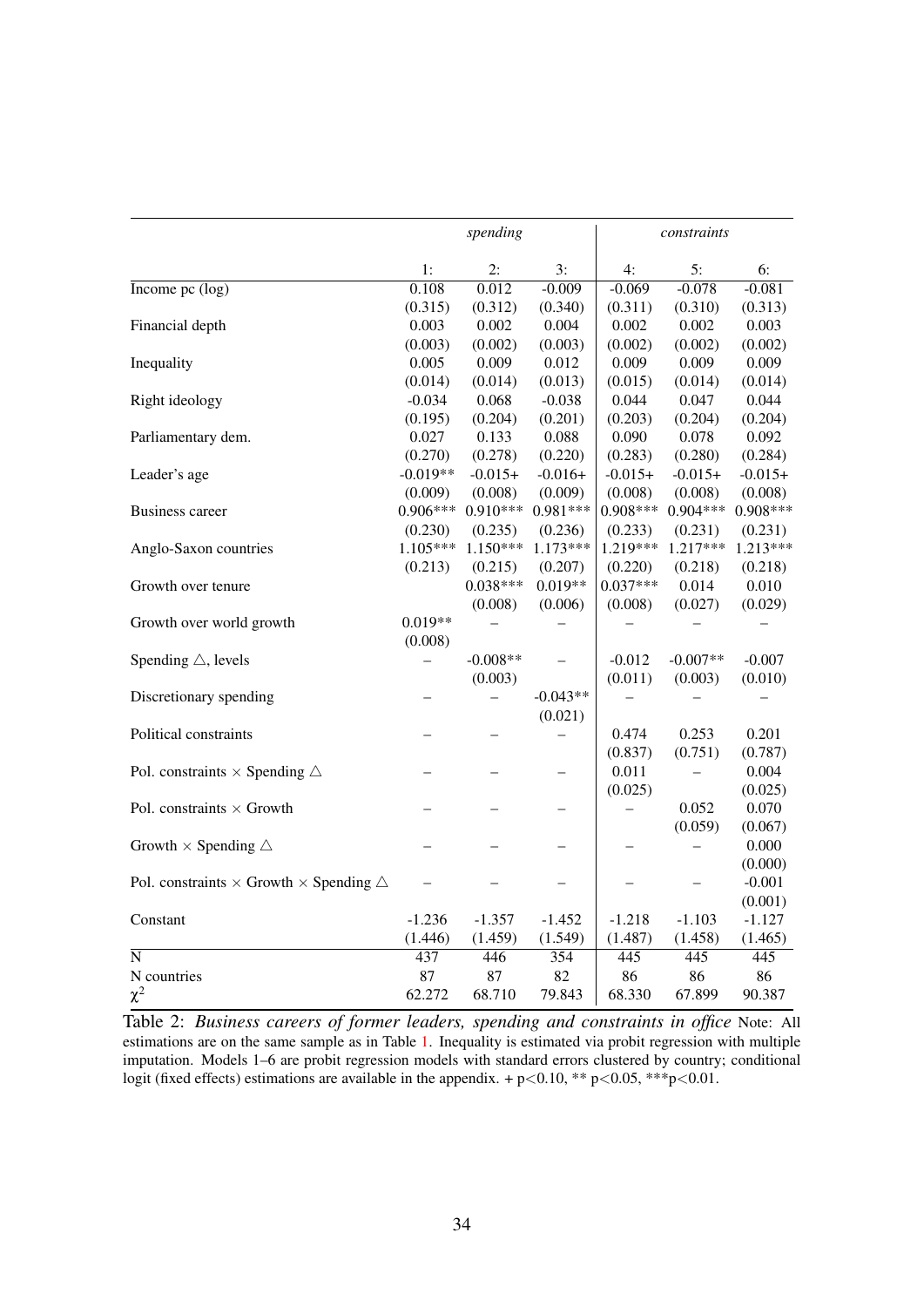| | *spending* | | | *constraints* | | |
|---|---|---|---|---|---|---|
| | 1: | 2: | 3: | 4: | 5: | 6: |
| Income pc (log) | 0.108 | 0.012 | -0.009 | -0.069 | -0.078 | -0.081 |
| | (0.315) | (0.312) | (0.340) | (0.311) | (0.310) | (0.313) |
| Financial depth | 0.003 | 0.002 | 0.004 | 0.002 | 0.002 | 0.003 |
| | (0.003) | (0.002) | (0.003) | (0.002) | (0.002) | (0.002) |
| Inequality | 0.005 | 0.009 | 0.012 | 0.009 | 0.009 | 0.009 |
| | (0.014) | (0.014) | (0.013) | (0.015) | (0.014) | (0.014) |
| Right ideology | -0.034 | 0.068 | -0.038 | 0.044 | 0.047 | 0.044 |
| | (0.195) | (0.204) | (0.201) | (0.203) | (0.204) | (0.204) |
| Parliamentary dem. | 0.027 | 0.133 | 0.088 | 0.090 | 0.078 | 0.092 |
| | (0.270) | (0.278) | (0.220) | (0.283) | (0.280) | (0.284) |
| Leader's age | -0.019** | -0.015+ | -0.016+ | -0.015+ | -0.015+ | -0.015+ |
| | (0.009) | (0.008) | (0.009) | (0.008) | (0.008) | (0.008) |
| Business career | 0.906*** | 0.910*** | 0.981*** | 0.908*** | 0.904*** | 0.908*** |
| | (0.230) | (0.235) | (0.236) | (0.233) | (0.231) | (0.231) |
| Anglo-Saxon countries | 1.105*** | 1.150*** | 1.173*** | 1.219*** | 1.217*** | 1.213*** |
| | (0.213) | (0.215) | (0.207) | (0.220) | (0.218) | (0.218) |
| Growth over tenure | | 0.038*** | 0.019** | 0.037*** | 0.014 | 0.010 |
| | | (0.008) | (0.006) | (0.008) | (0.027) | (0.029) |
| Growth over world growth | 0.019** | – | – | – | – | – |
| | (0.008) | | | | | |
| Spending △, levels | – | -0.008** | – | -0.012 | -0.007** | -0.007 |
| | | (0.003) | | (0.011) | (0.003) | (0.010) |
| Discretionary spending | – | – | -0.043** | – | – | – |
| | | | (0.021) | | | |
| Political constraints | – | – | – | 0.474 | 0.253 | 0.201 |
| | | | | (0.837) | (0.751) | (0.787) |
| Pol. constraints × Spending △ | – | – | – | 0.011 | – | 0.004 |
| | | | | (0.025) | | (0.025) |
| Pol. constraints × Growth | – | – | – | – | 0.052 | 0.070 |
| | | | | | (0.059) | (0.067) |
| Growth × Spending △ | – | – | – | – | – | 0.000 |
| | | | | | | (0.000) |
| Pol. constraints × Growth × Spending △ | – | – | – | – | – | -0.001 |
| | | | | | | (0.001) |
| Constant | -1.236 | -1.357 | -1.452 | -1.218 | -1.103 | -1.127 |
| | (1.446) | (1.459) | (1.549) | (1.487) | (1.458) | (1.465) |
| N | 437 | 446 | 354 | 445 | 445 | 445 |
| N countries | 87 | 87 | 82 | 86 | 86 | 86 |
| $\chi^2$ | 62.272 | 68.710 | 79.843 | 68.330 | 67.899 | 90.387 |

Table 2: *Business careers of former leaders, spending and constraints in office* Note: All estimations are on the same sample as in Table 1. Inequality is estimated via probit regression with multiple imputation. Models 1–6 are probit regression models with standard errors clustered by country; conditional logit (fixed effects) estimations are available in the appendix. + p<0.10, ** p<0.05, ***p<0.01.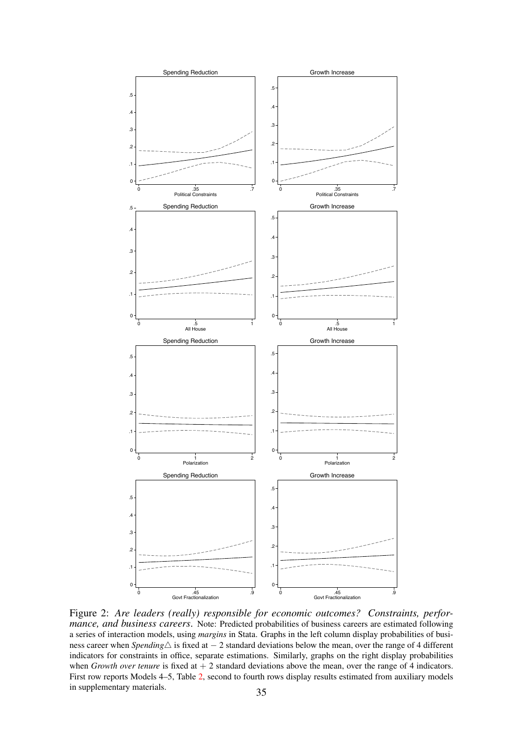Spending Reduction

.5
.4
.3
.2
.1
0

0 .35 .7
Political Constraints

Growth Increase

.5
.4
.3
.2
.1
0

0 .35 .7
Political Constraints

Spending Reduction

.5
.4
.3
.2
.1
0

0 .5 1
All House

Growth Increase

.5
.4
.3
.2
.1
0

0 .5 1
All House

Spending Reduction

.5
.4
.3
.2
.1
0

0 1 2
Polarization

Growth Increase

.5
.4
.3
.2
.1
0

0 1 2
Polarization

Spending Reduction

.5
.4
.3
.2
.1
0

0 .45 .9
Govt Fractionalization

Growth Increase

.5
.4
.3
.2
.1
0

0 .45 .9
Govt Fractionalization

Figure 2: *Are leaders (really) responsible for economic outcomes? Constraints, performance, and business careers*. Note: Predicted probabilities of business careers are estimated following a series of interaction models, using *margins* in Stata. Graphs in the left column display probabilities of business career when *Spending*$\triangle$ is fixed at $-$ 2 standard deviations below the mean, over the range of 4 different indicators for constraints in office, separate estimations. Similarly, graphs on the right display probabilities when *Growth over tenure* is fixed at + 2 standard deviations above the mean, over the range of 4 indicators. First row reports Models 4–5, Table 2, second to fourth rows display results estimated from auxiliary models in supplementary materials.